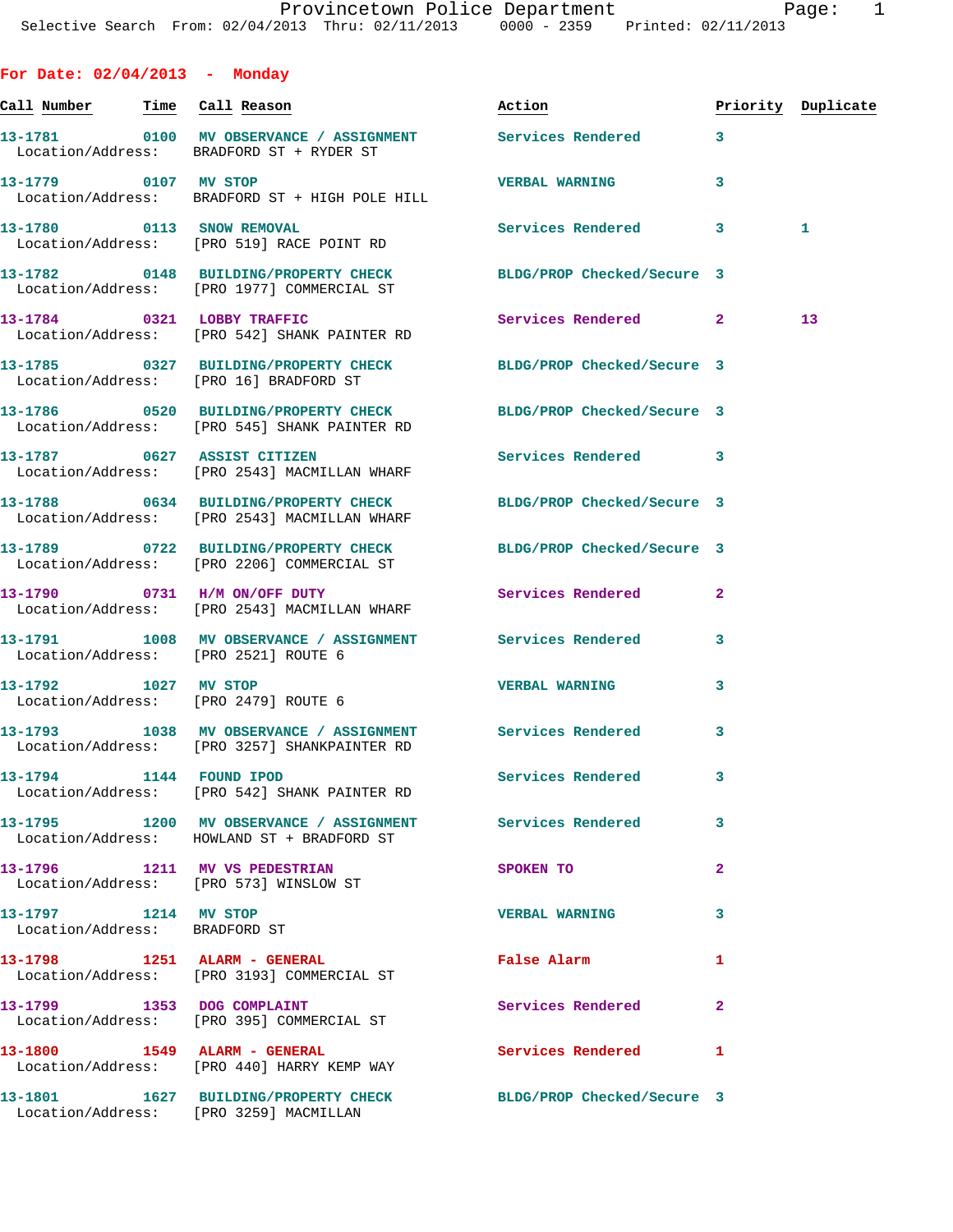Provincetown Police Department
Selective Search From: 02/04/2013 Thru: 02/11/2013 0000 - 2359 Printed: 02/11/2013

## For Date: 02/04/2013 - Monday

| Call Number | Time | Call Reason | Action | Priority | Duplicate |
|---|---|---|---|---|---|
| 13-1781 | 0100 | MV OBSERVANCE / ASSIGNMENT | Services Rendered | 3 | |
| Location/Address: | | BRADFORD ST + RYDER ST | | | |
| 13-1779 | 0107 | MV STOP | VERBAL WARNING | 3 | |
| Location/Address: | | BRADFORD ST + HIGH POLE HILL | | | |
| 13-1780 | 0113 | SNOW REMOVAL | Services Rendered | 3 | 1 |
| Location/Address: | | [PRO 519] RACE POINT RD | | | |
| 13-1782 | 0148 | BUILDING/PROPERTY CHECK | BLDG/PROP Checked/Secure | 3 | |
| Location/Address: | | [PRO 1977] COMMERCIAL ST | | | |
| 13-1784 | 0321 | LOBBY TRAFFIC | Services Rendered | 2 | 13 |
| Location/Address: | | [PRO 542] SHANK PAINTER RD | | | |
| 13-1785 | 0327 | BUILDING/PROPERTY CHECK | BLDG/PROP Checked/Secure | 3 | |
| Location/Address: | | [PRO 16] BRADFORD ST | | | |
| 13-1786 | 0520 | BUILDING/PROPERTY CHECK | BLDG/PROP Checked/Secure | 3 | |
| Location/Address: | | [PRO 545] SHANK PAINTER RD | | | |
| 13-1787 | 0627 | ASSIST CITIZEN | Services Rendered | 3 | |
| Location/Address: | | [PRO 2543] MACMILLAN WHARF | | | |
| 13-1788 | 0634 | BUILDING/PROPERTY CHECK | BLDG/PROP Checked/Secure | 3 | |
| Location/Address: | | [PRO 2543] MACMILLAN WHARF | | | |
| 13-1789 | 0722 | BUILDING/PROPERTY CHECK | BLDG/PROP Checked/Secure | 3 | |
| Location/Address: | | [PRO 2206] COMMERCIAL ST | | | |
| 13-1790 | 0731 | H/M ON/OFF DUTY | Services Rendered | 2 | |
| Location/Address: | | [PRO 2543] MACMILLAN WHARF | | | |
| 13-1791 | 1008 | MV OBSERVANCE / ASSIGNMENT | Services Rendered | 3 | |
| Location/Address: | | [PRO 2521] ROUTE 6 | | | |
| 13-1792 | 1027 | MV STOP | VERBAL WARNING | 3 | |
| Location/Address: | | [PRO 2479] ROUTE 6 | | | |
| 13-1793 | 1038 | MV OBSERVANCE / ASSIGNMENT | Services Rendered | 3 | |
| Location/Address: | | [PRO 3257] SHANKPAINTER RD | | | |
| 13-1794 | 1144 | FOUND IPOD | Services Rendered | 3 | |
| Location/Address: | | [PRO 542] SHANK PAINTER RD | | | |
| 13-1795 | 1200 | MV OBSERVANCE / ASSIGNMENT | Services Rendered | 3 | |
| Location/Address: | | HOWLAND ST + BRADFORD ST | | | |
| 13-1796 | 1211 | MV VS PEDESTRIAN | SPOKEN TO | 2 | |
| Location/Address: | | [PRO 573] WINSLOW ST | | | |
| 13-1797 | 1214 | MV STOP | VERBAL WARNING | 3 | |
| Location/Address: | | BRADFORD ST | | | |
| 13-1798 | 1251 | ALARM - GENERAL | False Alarm | 1 | |
| Location/Address: | | [PRO 3193] COMMERCIAL ST | | | |
| 13-1799 | 1353 | DOG COMPLAINT | Services Rendered | 2 | |
| Location/Address: | | [PRO 395] COMMERCIAL ST | | | |
| 13-1800 | 1549 | ALARM - GENERAL | Services Rendered | 1 | |
| Location/Address: | | [PRO 440] HARRY KEMP WAY | | | |
| 13-1801 | 1627 | BUILDING/PROPERTY CHECK | BLDG/PROP Checked/Secure | 3 | |
| Location/Address: | | [PRO 3259] MACMILLAN | | | |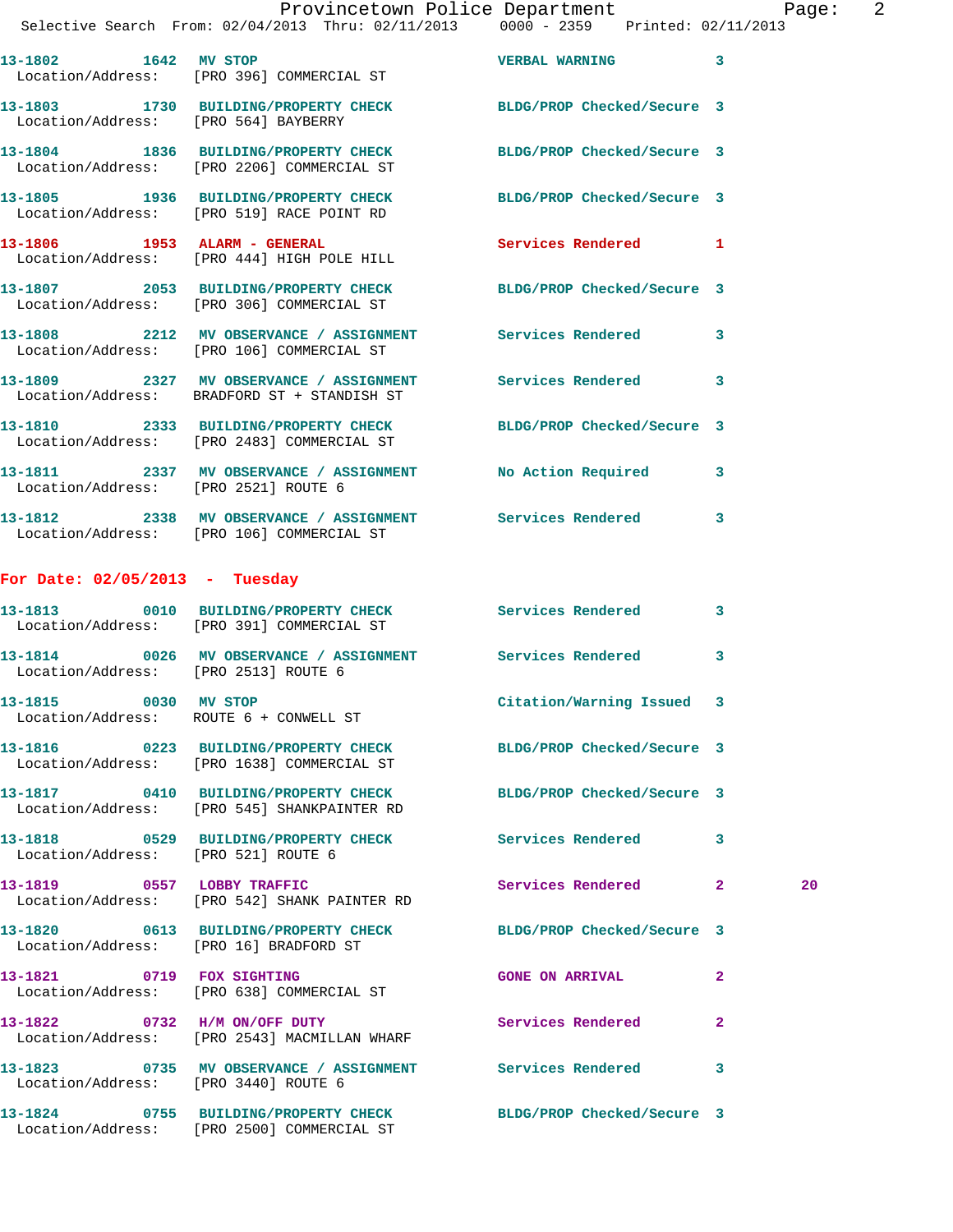13-1802 1642 MV STOP VERBAL WARNING 3
Location/Address: [PRO 396] COMMERCIAL ST

13-1803 1730 BUILDING/PROPERTY CHECK BLDG/PROP Checked/Secure 3
Location/Address: [PRO 564] BAYBERRY

13-1804 1836 BUILDING/PROPERTY CHECK BLDG/PROP Checked/Secure 3
Location/Address: [PRO 2206] COMMERCIAL ST

13-1805 1936 BUILDING/PROPERTY CHECK BLDG/PROP Checked/Secure 3
Location/Address: [PRO 519] RACE POINT RD

13-1806 1953 ALARM - GENERAL Services Rendered 1
Location/Address: [PRO 444] HIGH POLE HILL

13-1807 2053 BUILDING/PROPERTY CHECK BLDG/PROP Checked/Secure 3
Location/Address: [PRO 306] COMMERCIAL ST

13-1808 2212 MV OBSERVANCE / ASSIGNMENT Services Rendered 3
Location/Address: [PRO 106] COMMERCIAL ST

13-1809 2327 MV OBSERVANCE / ASSIGNMENT Services Rendered 3
Location/Address: BRADFORD ST + STANDISH ST

13-1810 2333 BUILDING/PROPERTY CHECK BLDG/PROP Checked/Secure 3
Location/Address: [PRO 2483] COMMERCIAL ST

13-1811 2337 MV OBSERVANCE / ASSIGNMENT No Action Required 3
Location/Address: [PRO 2521] ROUTE 6

13-1812 2338 MV OBSERVANCE / ASSIGNMENT Services Rendered 3
Location/Address: [PRO 106] COMMERCIAL ST

## For Date: 02/05/2013 - Tuesday

13-1813 0010 BUILDING/PROPERTY CHECK Services Rendered 3
Location/Address: [PRO 391] COMMERCIAL ST

13-1814 0026 MV OBSERVANCE / ASSIGNMENT Services Rendered 3
Location/Address: [PRO 2513] ROUTE 6

13-1815 0030 MV STOP Citation/Warning Issued 3
Location/Address: ROUTE 6 + CONWELL ST

13-1816 0223 BUILDING/PROPERTY CHECK BLDG/PROP Checked/Secure 3
Location/Address: [PRO 1638] COMMERCIAL ST

13-1817 0410 BUILDING/PROPERTY CHECK BLDG/PROP Checked/Secure 3
Location/Address: [PRO 545] SHANKPAINTER RD

13-1818 0529 BUILDING/PROPERTY CHECK Services Rendered 3
Location/Address: [PRO 521] ROUTE 6

13-1819 0557 LOBBY TRAFFIC Services Rendered 2 20
Location/Address: [PRO 542] SHANK PAINTER RD

13-1820 0613 BUILDING/PROPERTY CHECK BLDG/PROP Checked/Secure 3
Location/Address: [PRO 16] BRADFORD ST

13-1821 0719 FOX SIGHTING GONE ON ARRIVAL 2
Location/Address: [PRO 638] COMMERCIAL ST

13-1822 0732 H/M ON/OFF DUTY Services Rendered 2
Location/Address: [PRO 2543] MACMILLAN WHARF

13-1823 0735 MV OBSERVANCE / ASSIGNMENT Services Rendered 3
Location/Address: [PRO 3440] ROUTE 6

13-1824 0755 BUILDING/PROPERTY CHECK BLDG/PROP Checked/Secure 3
Location/Address: [PRO 2500] COMMERCIAL ST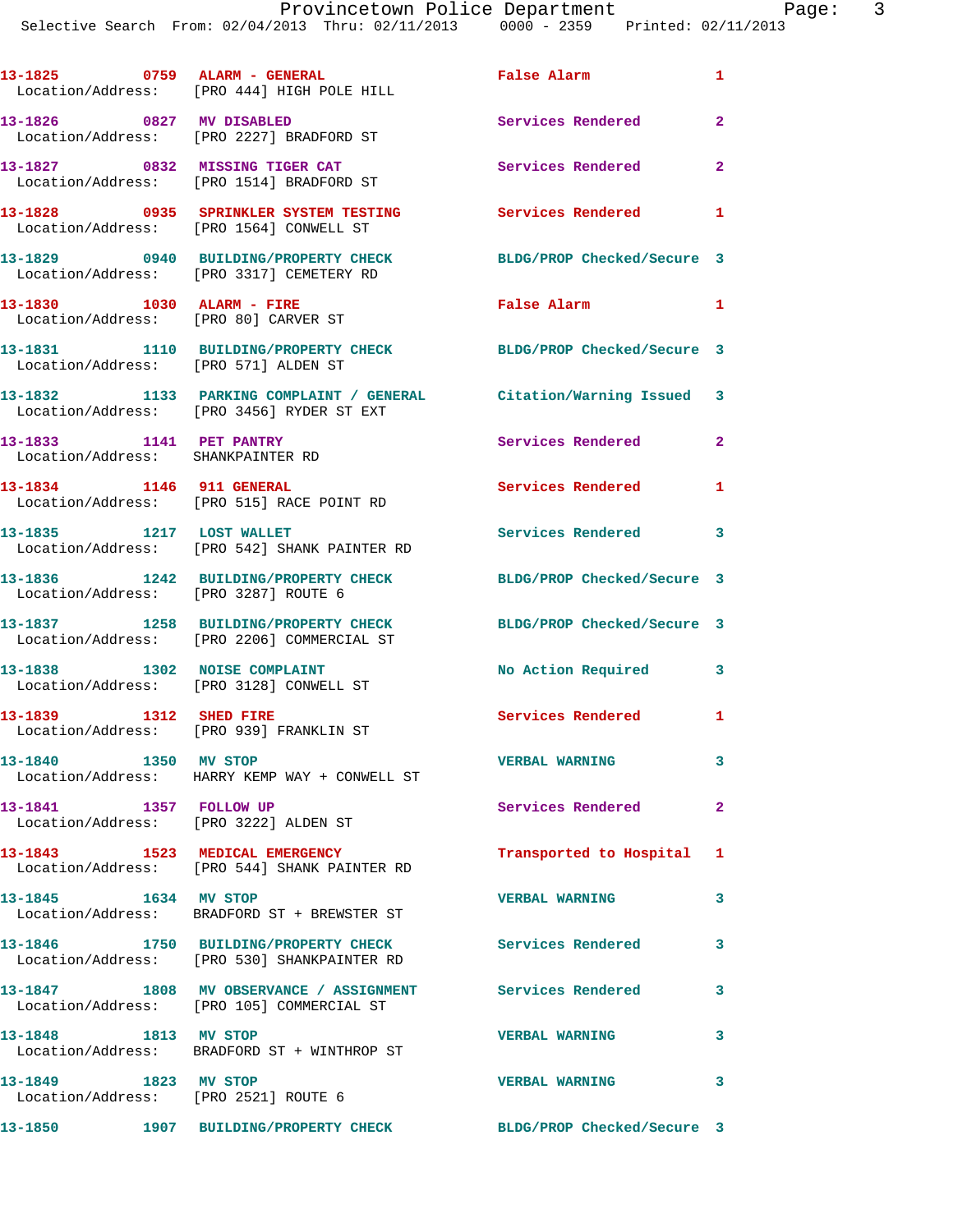| Call # | Time | Call Type | Action | Priority |
|---|---|---|---|---|
| 13-1825 | 0759 | ALARM - GENERAL | False Alarm | 1 |
| Location/Address: [PRO 444] HIGH POLE HILL | | | | |
| 13-1826 | 0827 | MV DISABLED | Services Rendered | 2 |
| Location/Address: [PRO 2227] BRADFORD ST | | | | |
| 13-1827 | 0832 | MISSING TIGER CAT | Services Rendered | 2 |
| Location/Address: [PRO 1514] BRADFORD ST | | | | |
| 13-1828 | 0935 | SPRINKLER SYSTEM TESTING | Services Rendered | 1 |
| Location/Address: [PRO 1564] CONWELL ST | | | | |
| 13-1829 | 0940 | BUILDING/PROPERTY CHECK | BLDG/PROP Checked/Secure | 3 |
| Location/Address: [PRO 3317] CEMETERY RD | | | | |
| 13-1830 | 1030 | ALARM - FIRE | False Alarm | 1 |
| Location/Address: [PRO 80] CARVER ST | | | | |
| 13-1831 | 1110 | BUILDING/PROPERTY CHECK | BLDG/PROP Checked/Secure | 3 |
| Location/Address: [PRO 571] ALDEN ST | | | | |
| 13-1832 | 1133 | PARKING COMPLAINT / GENERAL | Citation/Warning Issued | 3 |
| Location/Address: [PRO 3456] RYDER ST EXT | | | | |
| 13-1833 | 1141 | PET PANTRY | Services Rendered | 2 |
| Location/Address: SHANKPAINTER RD | | | | |
| 13-1834 | 1146 | 911 GENERAL | Services Rendered | 1 |
| Location/Address: [PRO 515] RACE POINT RD | | | | |
| 13-1835 | 1217 | LOST WALLET | Services Rendered | 3 |
| Location/Address: [PRO 542] SHANK PAINTER RD | | | | |
| 13-1836 | 1242 | BUILDING/PROPERTY CHECK | BLDG/PROP Checked/Secure | 3 |
| Location/Address: [PRO 3287] ROUTE 6 | | | | |
| 13-1837 | 1258 | BUILDING/PROPERTY CHECK | BLDG/PROP Checked/Secure | 3 |
| Location/Address: [PRO 2206] COMMERCIAL ST | | | | |
| 13-1838 | 1302 | NOISE COMPLAINT | No Action Required | 3 |
| Location/Address: [PRO 3128] CONWELL ST | | | | |
| 13-1839 | 1312 | SHED FIRE | Services Rendered | 1 |
| Location/Address: [PRO 939] FRANKLIN ST | | | | |
| 13-1840 | 1350 | MV STOP | VERBAL WARNING | 3 |
| Location/Address: HARRY KEMP WAY + CONWELL ST | | | | |
| 13-1841 | 1357 | FOLLOW UP | Services Rendered | 2 |
| Location/Address: [PRO 3222] ALDEN ST | | | | |
| 13-1843 | 1523 | MEDICAL EMERGENCY | Transported to Hospital | 1 |
| Location/Address: [PRO 544] SHANK PAINTER RD | | | | |
| 13-1845 | 1634 | MV STOP | VERBAL WARNING | 3 |
| Location/Address: BRADFORD ST + BREWSTER ST | | | | |
| 13-1846 | 1750 | BUILDING/PROPERTY CHECK | Services Rendered | 3 |
| Location/Address: [PRO 530] SHANKPAINTER RD | | | | |
| 13-1847 | 1808 | MV OBSERVANCE / ASSIGNMENT | Services Rendered | 3 |
| Location/Address: [PRO 105] COMMERCIAL ST | | | | |
| 13-1848 | 1813 | MV STOP | VERBAL WARNING | 3 |
| Location/Address: BRADFORD ST + WINTHROP ST | | | | |
| 13-1849 | 1823 | MV STOP | VERBAL WARNING | 3 |
| Location/Address: [PRO 2521] ROUTE 6 | | | | |
| 13-1850 | 1907 | BUILDING/PROPERTY CHECK | BLDG/PROP Checked/Secure | 3 |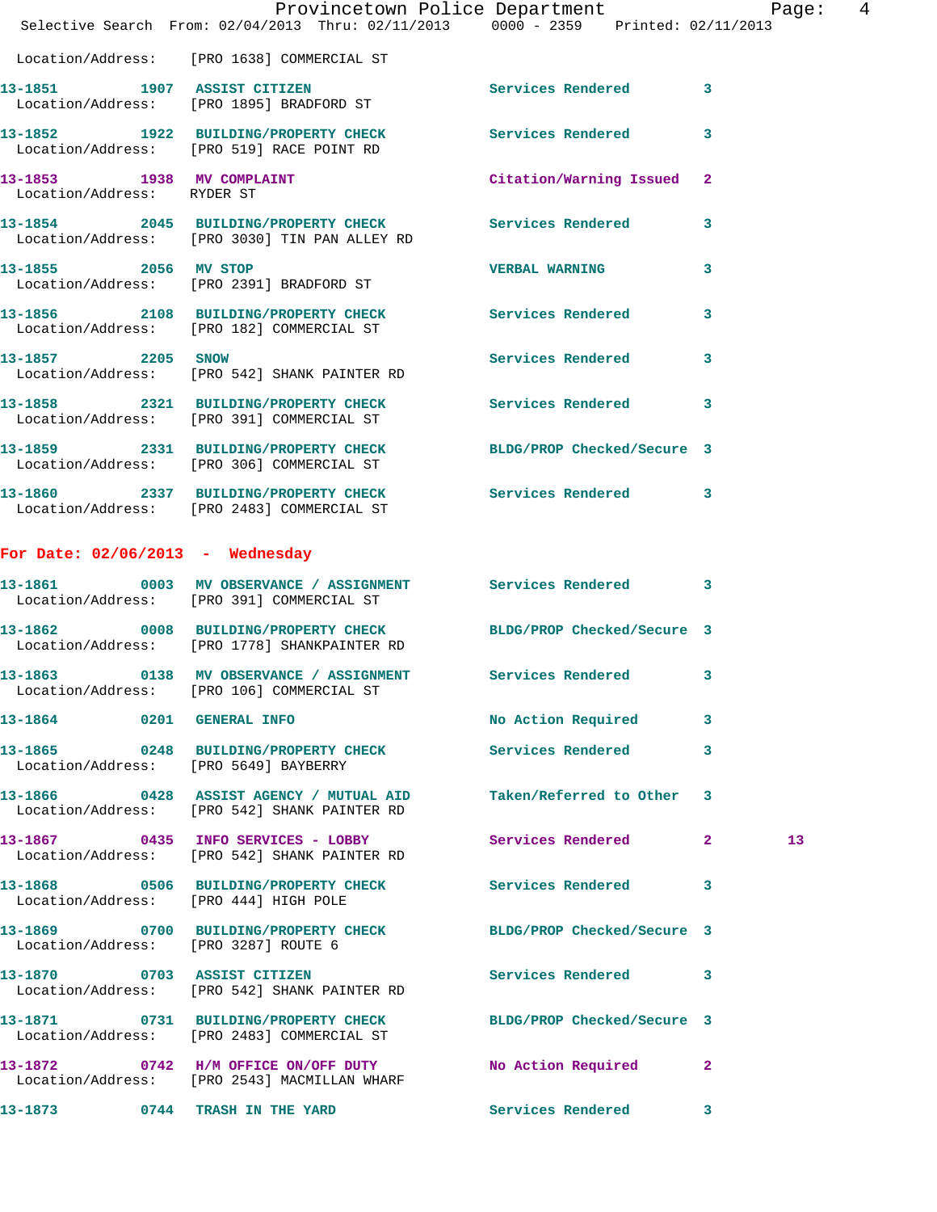Location/Address: [PRO 1638] COMMERCIAL ST

| Call # | Time | Call Reason | Action | Priority | |
|---|---|---|---|---|---|
| 13-1851 | 1907 | ASSIST CITIZEN | Services Rendered | 3 | |
| | | Location/Address: [PRO 1895] BRADFORD ST | | | |
| 13-1852 | 1922 | BUILDING/PROPERTY CHECK | Services Rendered | 3 | |
| | | Location/Address: [PRO 519] RACE POINT RD | | | |
| 13-1853 | 1938 | MV COMPLAINT | Citation/Warning Issued | 2 | |
| | | Location/Address: RYDER ST | | | |
| 13-1854 | 2045 | BUILDING/PROPERTY CHECK | Services Rendered | 3 | |
| | | Location/Address: [PRO 3030] TIN PAN ALLEY RD | | | |
| 13-1855 | 2056 | MV STOP | VERBAL WARNING | 3 | |
| | | Location/Address: [PRO 2391] BRADFORD ST | | | |
| 13-1856 | 2108 | BUILDING/PROPERTY CHECK | Services Rendered | 3 | |
| | | Location/Address: [PRO 182] COMMERCIAL ST | | | |
| 13-1857 | 2205 | SNOW | Services Rendered | 3 | |
| | | Location/Address: [PRO 542] SHANK PAINTER RD | | | |
| 13-1858 | 2321 | BUILDING/PROPERTY CHECK | Services Rendered | 3 | |
| | | Location/Address: [PRO 391] COMMERCIAL ST | | | |
| 13-1859 | 2331 | BUILDING/PROPERTY CHECK | BLDG/PROP Checked/Secure | 3 | |
| | | Location/Address: [PRO 306] COMMERCIAL ST | | | |
| 13-1860 | 2337 | BUILDING/PROPERTY CHECK | Services Rendered | 3 | |
| | | Location/Address: [PRO 2483] COMMERCIAL ST | | | |

## For Date: 02/06/2013 - Wednesday

| Call # | Time | Call Reason | Action | Priority | |
|---|---|---|---|---|---|
| 13-1861 | 0003 | MV OBSERVANCE / ASSIGNMENT | Services Rendered | 3 | |
| | | Location/Address: [PRO 391] COMMERCIAL ST | | | |
| 13-1862 | 0008 | BUILDING/PROPERTY CHECK | BLDG/PROP Checked/Secure | 3 | |
| | | Location/Address: [PRO 1778] SHANKPAINTER RD | | | |
| 13-1863 | 0138 | MV OBSERVANCE / ASSIGNMENT | Services Rendered | 3 | |
| | | Location/Address: [PRO 106] COMMERCIAL ST | | | |
| 13-1864 | 0201 | GENERAL INFO | No Action Required | 3 | |
| 13-1865 | 0248 | BUILDING/PROPERTY CHECK | Services Rendered | 3 | |
| | | Location/Address: [PRO 5649] BAYBERRY | | | |
| 13-1866 | 0428 | ASSIST AGENCY / MUTUAL AID | Taken/Referred to Other | 3 | |
| | | Location/Address: [PRO 542] SHANK PAINTER RD | | | |
| 13-1867 | 0435 | INFO SERVICES - LOBBY | Services Rendered | 2 | 13 |
| | | Location/Address: [PRO 542] SHANK PAINTER RD | | | |
| 13-1868 | 0506 | BUILDING/PROPERTY CHECK | Services Rendered | 3 | |
| | | Location/Address: [PRO 444] HIGH POLE | | | |
| 13-1869 | 0700 | BUILDING/PROPERTY CHECK | BLDG/PROP Checked/Secure | 3 | |
| | | Location/Address: [PRO 3287] ROUTE 6 | | | |
| 13-1870 | 0703 | ASSIST CITIZEN | Services Rendered | 3 | |
| | | Location/Address: [PRO 542] SHANK PAINTER RD | | | |
| 13-1871 | 0731 | BUILDING/PROPERTY CHECK | BLDG/PROP Checked/Secure | 3 | |
| | | Location/Address: [PRO 2483] COMMERCIAL ST | | | |
| 13-1872 | 0742 | H/M OFFICE ON/OFF DUTY | No Action Required | 2 | |
| | | Location/Address: [PRO 2543] MACMILLAN WHARF | | | |
| 13-1873 | 0744 | TRASH IN THE YARD | Services Rendered | 3 | |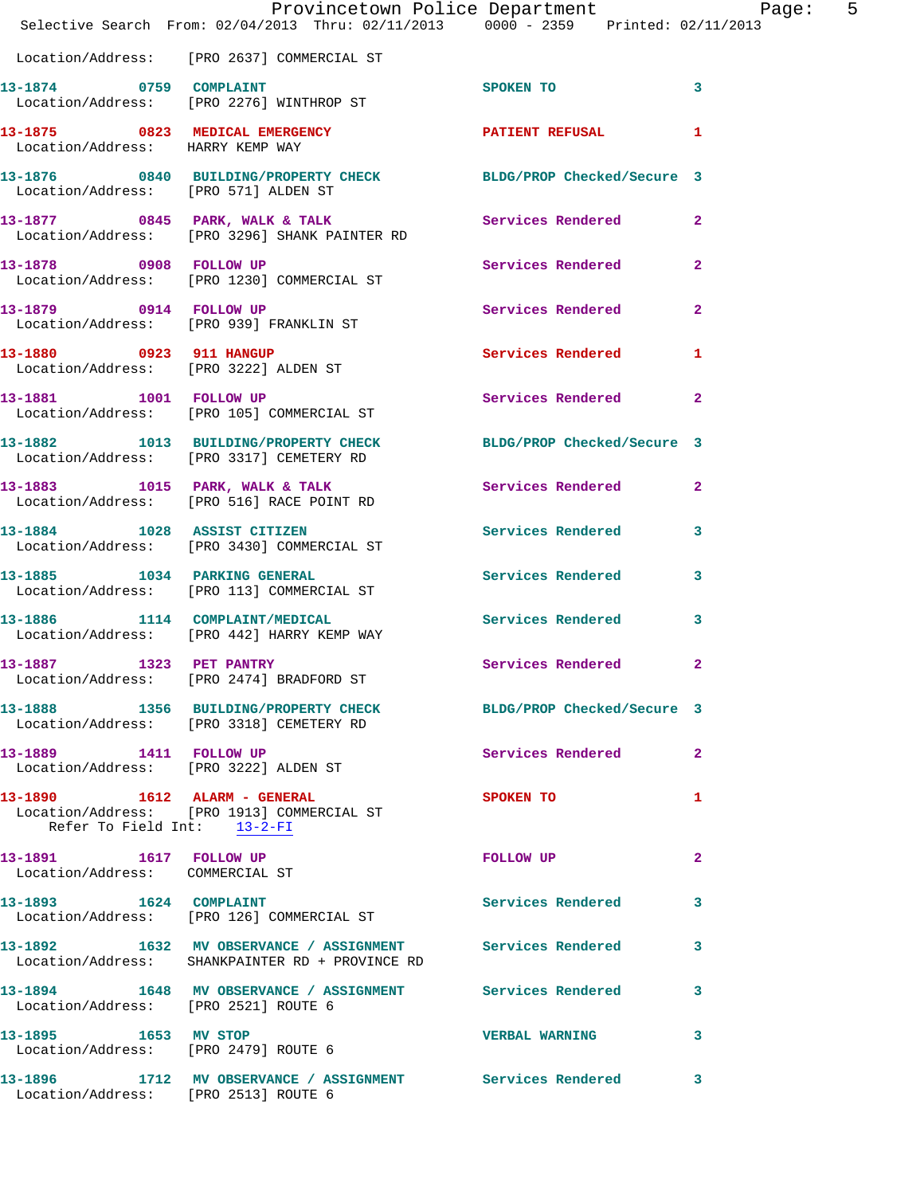Location/Address: [PRO 2637] COMMERCIAL ST

**13-1874 0759 COMPLAINT** SPOKEN TO 3
Location/Address: [PRO 2276] WINTHROP ST

**13-1875 0823 MEDICAL EMERGENCY** PATIENT REFUSAL 1
Location/Address: HARRY KEMP WAY

**13-1876 0840 BUILDING/PROPERTY CHECK** BLDG/PROP Checked/Secure 3
Location/Address: [PRO 571] ALDEN ST

**13-1877 0845 PARK, WALK & TALK** Services Rendered 2
Location/Address: [PRO 3296] SHANK PAINTER RD

**13-1878 0908 FOLLOW UP** Services Rendered 2
Location/Address: [PRO 1230] COMMERCIAL ST

**13-1879 0914 FOLLOW UP** Services Rendered 2
Location/Address: [PRO 939] FRANKLIN ST

**13-1880 0923 911 HANGUP** Services Rendered 1
Location/Address: [PRO 3222] ALDEN ST

**13-1881 1001 FOLLOW UP** Services Rendered 2
Location/Address: [PRO 105] COMMERCIAL ST

**13-1882 1013 BUILDING/PROPERTY CHECK** BLDG/PROP Checked/Secure 3
Location/Address: [PRO 3317] CEMETERY RD

**13-1883 1015 PARK, WALK & TALK** Services Rendered 2
Location/Address: [PRO 516] RACE POINT RD

**13-1884 1028 ASSIST CITIZEN** Services Rendered 3
Location/Address: [PRO 3430] COMMERCIAL ST

**13-1885 1034 PARKING GENERAL** Services Rendered 3
Location/Address: [PRO 113] COMMERCIAL ST

**13-1886 1114 COMPLAINT/MEDICAL** Services Rendered 3
Location/Address: [PRO 442] HARRY KEMP WAY

**13-1887 1323 PET PANTRY** Services Rendered 2
Location/Address: [PRO 2474] BRADFORD ST

**13-1888 1356 BUILDING/PROPERTY CHECK** BLDG/PROP Checked/Secure 3
Location/Address: [PRO 3318] CEMETERY RD

**13-1889 1411 FOLLOW UP** Services Rendered 2
Location/Address: [PRO 3222] ALDEN ST

**13-1890 1612 ALARM - GENERAL** SPOKEN TO 1
Location/Address: [PRO 1913] COMMERCIAL ST
Refer To Field Int: 13-2-FI

**13-1891 1617 FOLLOW UP** FOLLOW UP 2
Location/Address: COMMERCIAL ST

**13-1893 1624 COMPLAINT** Services Rendered 3
Location/Address: [PRO 126] COMMERCIAL ST

**13-1892 1632 MV OBSERVANCE / ASSIGNMENT** Services Rendered 3
Location/Address: SHANKPAINTER RD + PROVINCE RD

**13-1894 1648 MV OBSERVANCE / ASSIGNMENT** Services Rendered 3
Location/Address: [PRO 2521] ROUTE 6

**13-1895 1653 MV STOP** VERBAL WARNING 3
Location/Address: [PRO 2479] ROUTE 6

**13-1896 1712 MV OBSERVANCE / ASSIGNMENT** Services Rendered 3
Location/Address: [PRO 2513] ROUTE 6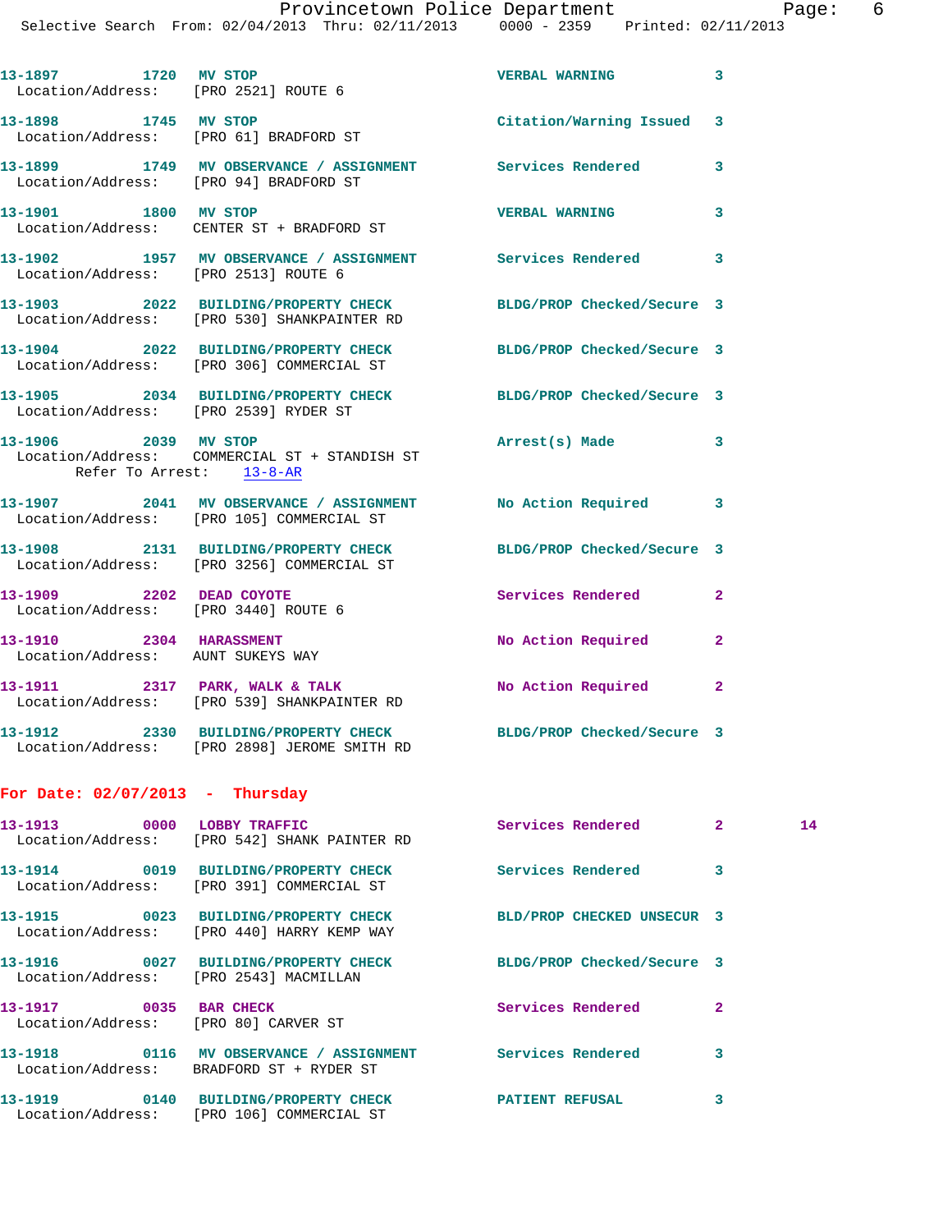13-1897 1720 MV STOP VERBAL WARNING 3
Location/Address: [PRO 2521] ROUTE 6

13-1898 1745 MV STOP Citation/Warning Issued 3
Location/Address: [PRO 61] BRADFORD ST

13-1899 1749 MV OBSERVANCE / ASSIGNMENT Services Rendered 3
Location/Address: [PRO 94] BRADFORD ST

13-1901 1800 MV STOP VERBAL WARNING 3
Location/Address: CENTER ST + BRADFORD ST

13-1902 1957 MV OBSERVANCE / ASSIGNMENT Services Rendered 3
Location/Address: [PRO 2513] ROUTE 6

13-1903 2022 BUILDING/PROPERTY CHECK BLDG/PROP Checked/Secure 3
Location/Address: [PRO 530] SHANKPAINTER RD

13-1904 2022 BUILDING/PROPERTY CHECK BLDG/PROP Checked/Secure 3
Location/Address: [PRO 306] COMMERCIAL ST

13-1905 2034 BUILDING/PROPERTY CHECK BLDG/PROP Checked/Secure 3
Location/Address: [PRO 2539] RYDER ST

13-1906 2039 MV STOP Arrest(s) Made 3
Location/Address: COMMERCIAL ST + STANDISH ST
Refer To Arrest: 13-8-AR

13-1907 2041 MV OBSERVANCE / ASSIGNMENT No Action Required 3
Location/Address: [PRO 105] COMMERCIAL ST

13-1908 2131 BUILDING/PROPERTY CHECK BLDG/PROP Checked/Secure 3
Location/Address: [PRO 3256] COMMERCIAL ST

13-1909 2202 DEAD COYOTE Services Rendered 2
Location/Address: [PRO 3440] ROUTE 6

13-1910 2304 HARASSMENT No Action Required 2
Location/Address: AUNT SUKEYS WAY

13-1911 2317 PARK, WALK & TALK No Action Required 2
Location/Address: [PRO 539] SHANKPAINTER RD

13-1912 2330 BUILDING/PROPERTY CHECK BLDG/PROP Checked/Secure 3
Location/Address: [PRO 2898] JEROME SMITH RD

**For Date: 02/07/2013 - Thursday**

13-1913 0000 LOBBY TRAFFIC Services Rendered 2 14
Location/Address: [PRO 542] SHANK PAINTER RD

13-1914 0019 BUILDING/PROPERTY CHECK Services Rendered 3
Location/Address: [PRO 391] COMMERCIAL ST

13-1915 0023 BUILDING/PROPERTY CHECK BLD/PROP CHECKED UNSECUR 3
Location/Address: [PRO 440] HARRY KEMP WAY

13-1916 0027 BUILDING/PROPERTY CHECK BLDG/PROP Checked/Secure 3
Location/Address: [PRO 2543] MACMILLAN

13-1917 0035 BAR CHECK Services Rendered 2
Location/Address: [PRO 80] CARVER ST

13-1918 0116 MV OBSERVANCE / ASSIGNMENT Services Rendered 3
Location/Address: BRADFORD ST + RYDER ST

13-1919 0140 BUILDING/PROPERTY CHECK PATIENT REFUSAL 3
Location/Address: [PRO 106] COMMERCIAL ST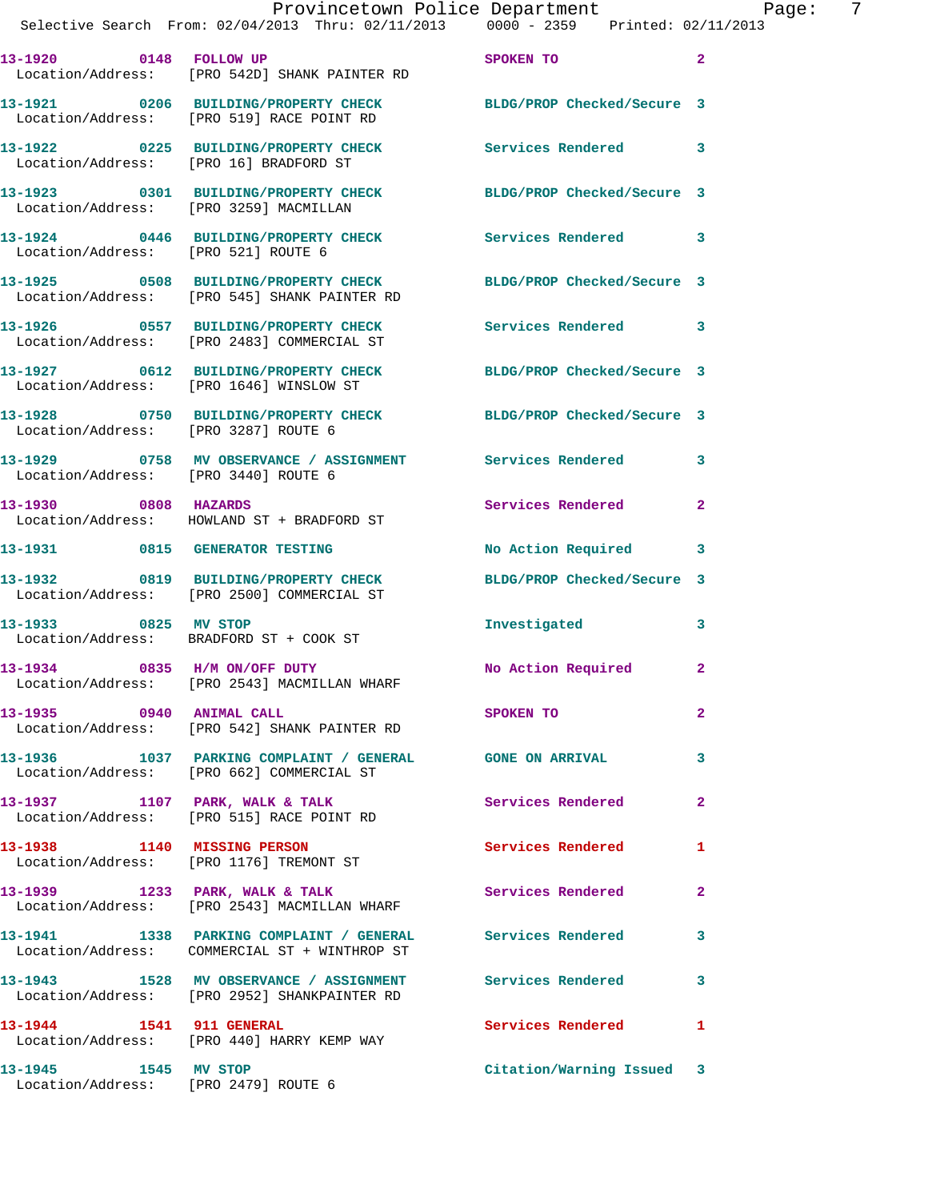Provincetown Police Department

Selective Search From: 02/04/2013 Thru: 02/11/2013 0000 - 2359 Printed: 02/11/2013

| Call # | Time | Call Type | Disposition | Priority |
|---|---|---|---|---|
| 13-1920 | 0148 | FOLLOW UP | SPOKEN TO | 2 |
| Location/Address: | | [PRO 542D] SHANK PAINTER RD | | |
| 13-1921 | 0206 | BUILDING/PROPERTY CHECK | BLDG/PROP Checked/Secure | 3 |
| Location/Address: | | [PRO 519] RACE POINT RD | | |
| 13-1922 | 0225 | BUILDING/PROPERTY CHECK | Services Rendered | 3 |
| Location/Address: | | [PRO 16] BRADFORD ST | | |
| 13-1923 | 0301 | BUILDING/PROPERTY CHECK | BLDG/PROP Checked/Secure | 3 |
| Location/Address: | | [PRO 3259] MACMILLAN | | |
| 13-1924 | 0446 | BUILDING/PROPERTY CHECK | Services Rendered | 3 |
| Location/Address: | | [PRO 521] ROUTE 6 | | |
| 13-1925 | 0508 | BUILDING/PROPERTY CHECK | BLDG/PROP Checked/Secure | 3 |
| Location/Address: | | [PRO 545] SHANK PAINTER RD | | |
| 13-1926 | 0557 | BUILDING/PROPERTY CHECK | Services Rendered | 3 |
| Location/Address: | | [PRO 2483] COMMERCIAL ST | | |
| 13-1927 | 0612 | BUILDING/PROPERTY CHECK | BLDG/PROP Checked/Secure | 3 |
| Location/Address: | | [PRO 1646] WINSLOW ST | | |
| 13-1928 | 0750 | BUILDING/PROPERTY CHECK | BLDG/PROP Checked/Secure | 3 |
| Location/Address: | | [PRO 3287] ROUTE 6 | | |
| 13-1929 | 0758 | MV OBSERVANCE / ASSIGNMENT | Services Rendered | 3 |
| Location/Address: | | [PRO 3440] ROUTE 6 | | |
| 13-1930 | 0808 | HAZARDS | Services Rendered | 2 |
| Location/Address: | | HOWLAND ST + BRADFORD ST | | |
| 13-1931 | 0815 | GENERATOR TESTING | No Action Required | 3 |
| 13-1932 | 0819 | BUILDING/PROPERTY CHECK | BLDG/PROP Checked/Secure | 3 |
| Location/Address: | | [PRO 2500] COMMERCIAL ST | | |
| 13-1933 | 0825 | MV STOP | Investigated | 3 |
| Location/Address: | | BRADFORD ST + COOK ST | | |
| 13-1934 | 0835 | H/M ON/OFF DUTY | No Action Required | 2 |
| Location/Address: | | [PRO 2543] MACMILLAN WHARF | | |
| 13-1935 | 0940 | ANIMAL CALL | SPOKEN TO | 2 |
| Location/Address: | | [PRO 542] SHANK PAINTER RD | | |
| 13-1936 | 1037 | PARKING COMPLAINT / GENERAL | GONE ON ARRIVAL | 3 |
| Location/Address: | | [PRO 662] COMMERCIAL ST | | |
| 13-1937 | 1107 | PARK, WALK & TALK | Services Rendered | 2 |
| Location/Address: | | [PRO 515] RACE POINT RD | | |
| 13-1938 | 1140 | MISSING PERSON | Services Rendered | 1 |
| Location/Address: | | [PRO 1176] TREMONT ST | | |
| 13-1939 | 1233 | PARK, WALK & TALK | Services Rendered | 2 |
| Location/Address: | | [PRO 2543] MACMILLAN WHARF | | |
| 13-1941 | 1338 | PARKING COMPLAINT / GENERAL | Services Rendered | 3 |
| Location/Address: | | COMMERCIAL ST + WINTHROP ST | | |
| 13-1943 | 1528 | MV OBSERVANCE / ASSIGNMENT | Services Rendered | 3 |
| Location/Address: | | [PRO 2952] SHANKPAINTER RD | | |
| 13-1944 | 1541 | 911 GENERAL | Services Rendered | 1 |
| Location/Address: | | [PRO 440] HARRY KEMP WAY | | |
| 13-1945 | 1545 | MV STOP | Citation/Warning Issued | 3 |
| Location/Address: | | [PRO 2479] ROUTE 6 | | |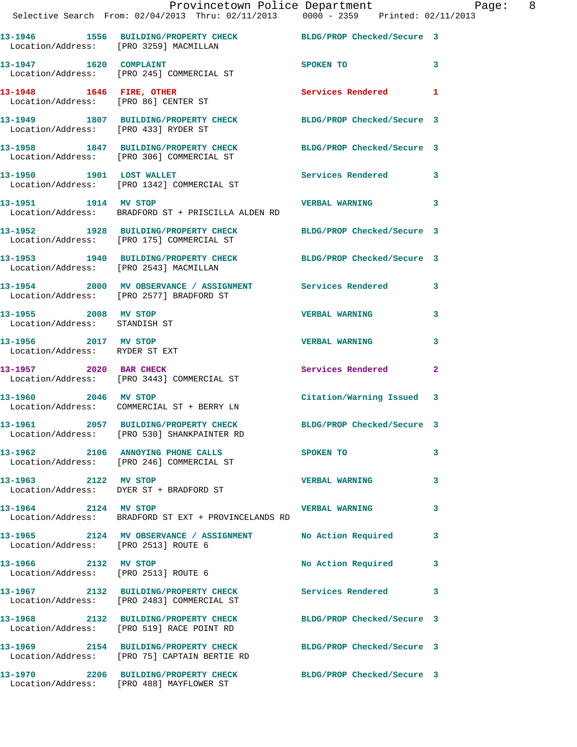| Call # | Time | Call Reason | Action | Priority |
|---|---|---|---|---|
| 13-1946 | 1556 | BUILDING/PROPERTY CHECK | BLDG/PROP Checked/Secure | 3 |
| Location/Address: | [PRO 3259] MACMILLAN | | | |
| 13-1947 | 1620 | COMPLAINT | SPOKEN TO | 3 |
| Location/Address: | [PRO 245] COMMERCIAL ST | | | |
| 13-1948 | 1646 | FIRE, OTHER | Services Rendered | 1 |
| Location/Address: | [PRO 86] CENTER ST | | | |
| 13-1949 | 1807 | BUILDING/PROPERTY CHECK | BLDG/PROP Checked/Secure | 3 |
| Location/Address: | [PRO 433] RYDER ST | | | |
| 13-1958 | 1847 | BUILDING/PROPERTY CHECK | BLDG/PROP Checked/Secure | 3 |
| Location/Address: | [PRO 306] COMMERCIAL ST | | | |
| 13-1950 | 1901 | LOST WALLET | Services Rendered | 3 |
| Location/Address: | [PRO 1342] COMMERCIAL ST | | | |
| 13-1951 | 1914 | MV STOP | VERBAL WARNING | 3 |
| Location/Address: | BRADFORD ST + PRISCILLA ALDEN RD | | | |
| 13-1952 | 1928 | BUILDING/PROPERTY CHECK | BLDG/PROP Checked/Secure | 3 |
| Location/Address: | [PRO 175] COMMERCIAL ST | | | |
| 13-1953 | 1940 | BUILDING/PROPERTY CHECK | BLDG/PROP Checked/Secure | 3 |
| Location/Address: | [PRO 2543] MACMILLAN | | | |
| 13-1954 | 2000 | MV OBSERVANCE / ASSIGNMENT | Services Rendered | 3 |
| Location/Address: | [PRO 2577] BRADFORD ST | | | |
| 13-1955 | 2008 | MV STOP | VERBAL WARNING | 3 |
| Location/Address: | STANDISH ST | | | |
| 13-1956 | 2017 | MV STOP | VERBAL WARNING | 3 |
| Location/Address: | RYDER ST EXT | | | |
| 13-1957 | 2020 | BAR CHECK | Services Rendered | 2 |
| Location/Address: | [PRO 3443] COMMERCIAL ST | | | |
| 13-1960 | 2046 | MV STOP | Citation/Warning Issued | 3 |
| Location/Address: | COMMERCIAL ST + BERRY LN | | | |
| 13-1961 | 2057 | BUILDING/PROPERTY CHECK | BLDG/PROP Checked/Secure | 3 |
| Location/Address: | [PRO 530] SHANKPAINTER RD | | | |
| 13-1962 | 2106 | ANNOYING PHONE CALLS | SPOKEN TO | 3 |
| Location/Address: | [PRO 246] COMMERCIAL ST | | | |
| 13-1963 | 2122 | MV STOP | VERBAL WARNING | 3 |
| Location/Address: | DYER ST + BRADFORD ST | | | |
| 13-1964 | 2124 | MV STOP | VERBAL WARNING | 3 |
| Location/Address: | BRADFORD ST EXT + PROVINCELANDS RD | | | |
| 13-1965 | 2124 | MV OBSERVANCE / ASSIGNMENT | No Action Required | 3 |
| Location/Address: | [PRO 2513] ROUTE 6 | | | |
| 13-1966 | 2132 | MV STOP | No Action Required | 3 |
| Location/Address: | [PRO 2513] ROUTE 6 | | | |
| 13-1967 | 2132 | BUILDING/PROPERTY CHECK | Services Rendered | 3 |
| Location/Address: | [PRO 2483] COMMERCIAL ST | | | |
| 13-1968 | 2132 | BUILDING/PROPERTY CHECK | BLDG/PROP Checked/Secure | 3 |
| Location/Address: | [PRO 519] RACE POINT RD | | | |
| 13-1969 | 2154 | BUILDING/PROPERTY CHECK | BLDG/PROP Checked/Secure | 3 |
| Location/Address: | [PRO 75] CAPTAIN BERTIE RD | | | |
| 13-1970 | 2206 | BUILDING/PROPERTY CHECK | BLDG/PROP Checked/Secure | 3 |
| Location/Address: | [PRO 488] MAYFLOWER ST | | | |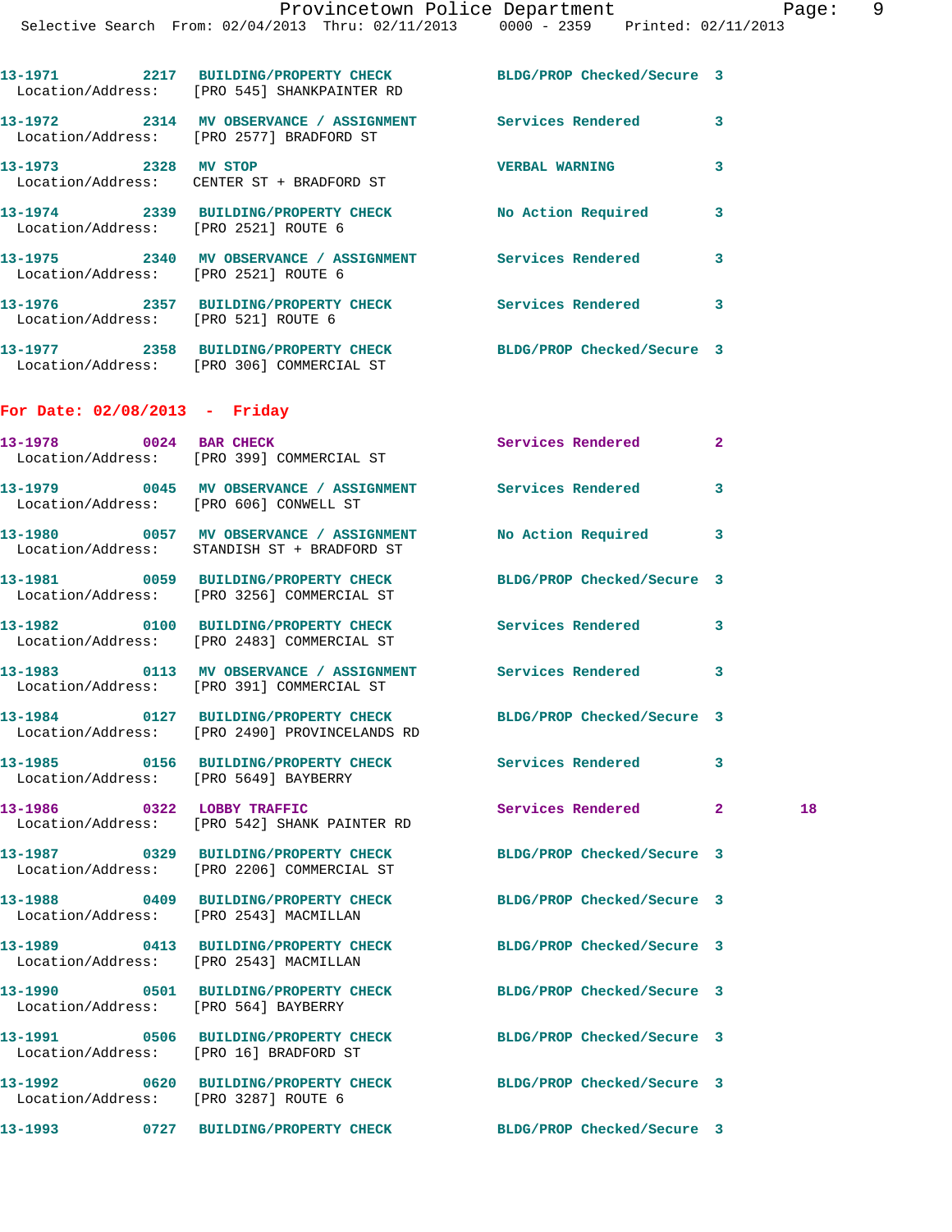13-1971 2217 BUILDING/PROPERTY CHECK BLDG/PROP Checked/Secure 3
Location/Address: [PRO 545] SHANKPAINTER RD

13-1972 2314 MV OBSERVANCE / ASSIGNMENT Services Rendered 3
Location/Address: [PRO 2577] BRADFORD ST

13-1973 2328 MV STOP VERBAL WARNING 3
Location/Address: CENTER ST + BRADFORD ST

13-1974 2339 BUILDING/PROPERTY CHECK No Action Required 3
Location/Address: [PRO 2521] ROUTE 6

13-1975 2340 MV OBSERVANCE / ASSIGNMENT Services Rendered 3
Location/Address: [PRO 2521] ROUTE 6

13-1976 2357 BUILDING/PROPERTY CHECK Services Rendered 3
Location/Address: [PRO 521] ROUTE 6

13-1977 2358 BUILDING/PROPERTY CHECK BLDG/PROP Checked/Secure 3
Location/Address: [PRO 306] COMMERCIAL ST

## For Date: 02/08/2013 - Friday

13-1978 0024 BAR CHECK Services Rendered 2
Location/Address: [PRO 399] COMMERCIAL ST

13-1979 0045 MV OBSERVANCE / ASSIGNMENT Services Rendered 3
Location/Address: [PRO 606] CONWELL ST

13-1980 0057 MV OBSERVANCE / ASSIGNMENT No Action Required 3
Location/Address: STANDISH ST + BRADFORD ST

13-1981 0059 BUILDING/PROPERTY CHECK BLDG/PROP Checked/Secure 3
Location/Address: [PRO 3256] COMMERCIAL ST

13-1982 0100 BUILDING/PROPERTY CHECK Services Rendered 3
Location/Address: [PRO 2483] COMMERCIAL ST

13-1983 0113 MV OBSERVANCE / ASSIGNMENT Services Rendered 3
Location/Address: [PRO 391] COMMERCIAL ST

13-1984 0127 BUILDING/PROPERTY CHECK BLDG/PROP Checked/Secure 3
Location/Address: [PRO 2490] PROVINCELANDS RD

13-1985 0156 BUILDING/PROPERTY CHECK Services Rendered 3
Location/Address: [PRO 5649] BAYBERRY

13-1986 0322 LOBBY TRAFFIC Services Rendered 2 18
Location/Address: [PRO 542] SHANK PAINTER RD

13-1987 0329 BUILDING/PROPERTY CHECK BLDG/PROP Checked/Secure 3
Location/Address: [PRO 2206] COMMERCIAL ST

13-1988 0409 BUILDING/PROPERTY CHECK BLDG/PROP Checked/Secure 3
Location/Address: [PRO 2543] MACMILLAN

13-1989 0413 BUILDING/PROPERTY CHECK BLDG/PROP Checked/Secure 3
Location/Address: [PRO 2543] MACMILLAN

13-1990 0501 BUILDING/PROPERTY CHECK BLDG/PROP Checked/Secure 3
Location/Address: [PRO 564] BAYBERRY

13-1991 0506 BUILDING/PROPERTY CHECK BLDG/PROP Checked/Secure 3
Location/Address: [PRO 16] BRADFORD ST

13-1992 0620 BUILDING/PROPERTY CHECK BLDG/PROP Checked/Secure 3
Location/Address: [PRO 3287] ROUTE 6

13-1993 0727 BUILDING/PROPERTY CHECK BLDG/PROP Checked/Secure 3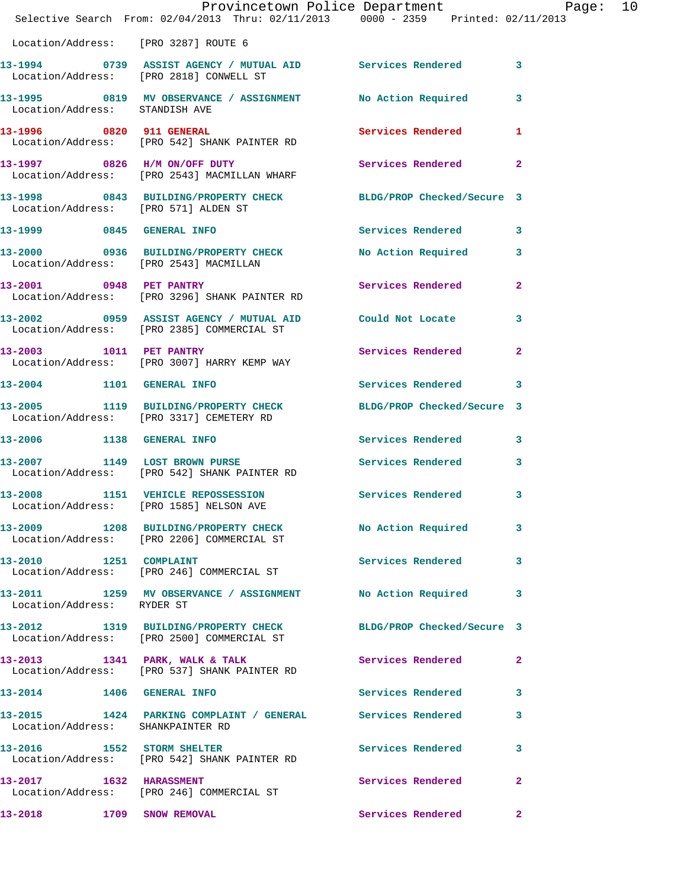Location/Address: [PRO 3287] ROUTE 6

**13-1994 0739 ASSIST AGENCY / MUTUAL AID** Services Rendered 3
Location/Address: [PRO 2818] CONWELL ST

**13-1995 0819 MV OBSERVANCE / ASSIGNMENT** No Action Required 3
Location/Address: STANDISH AVE

**13-1996 0820 911 GENERAL** Services Rendered 1
Location/Address: [PRO 542] SHANK PAINTER RD

**13-1997 0826 H/M ON/OFF DUTY** Services Rendered 2
Location/Address: [PRO 2543] MACMILLAN WHARF

**13-1998 0843 BUILDING/PROPERTY CHECK** BLDG/PROP Checked/Secure 3
Location/Address: [PRO 571] ALDEN ST

**13-1999 0845 GENERAL INFO** Services Rendered 3

**13-2000 0936 BUILDING/PROPERTY CHECK** No Action Required 3
Location/Address: [PRO 2543] MACMILLAN

**13-2001 0948 PET PANTRY** Services Rendered 2
Location/Address: [PRO 3296] SHANK PAINTER RD

**13-2002 0959 ASSIST AGENCY / MUTUAL AID** Could Not Locate 3
Location/Address: [PRO 2385] COMMERCIAL ST

**13-2003 1011 PET PANTRY** Services Rendered 2
Location/Address: [PRO 3007] HARRY KEMP WAY

**13-2004 1101 GENERAL INFO** Services Rendered 3

**13-2005 1119 BUILDING/PROPERTY CHECK** BLDG/PROP Checked/Secure 3
Location/Address: [PRO 3317] CEMETERY RD

**13-2006 1138 GENERAL INFO** Services Rendered 3

**13-2007 1149 LOST BROWN PURSE** Services Rendered 3
Location/Address: [PRO 542] SHANK PAINTER RD

**13-2008 1151 VEHICLE REPOSSESSION** Services Rendered 3
Location/Address: [PRO 1585] NELSON AVE

**13-2009 1208 BUILDING/PROPERTY CHECK** No Action Required 3
Location/Address: [PRO 2206] COMMERCIAL ST

**13-2010 1251 COMPLAINT** Services Rendered 3
Location/Address: [PRO 246] COMMERCIAL ST

**13-2011 1259 MV OBSERVANCE / ASSIGNMENT** No Action Required 3
Location/Address: RYDER ST

**13-2012 1319 BUILDING/PROPERTY CHECK** BLDG/PROP Checked/Secure 3
Location/Address: [PRO 2500] COMMERCIAL ST

**13-2013 1341 PARK, WALK & TALK** Services Rendered 2
Location/Address: [PRO 537] SHANK PAINTER RD

**13-2014 1406 GENERAL INFO** Services Rendered 3

**13-2015 1424 PARKING COMPLAINT / GENERAL** Services Rendered 3
Location/Address: SHANKPAINTER RD

**13-2016 1552 STORM SHELTER** Services Rendered 3
Location/Address: [PRO 542] SHANK PAINTER RD

**13-2017 1632 HARASSMENT** Services Rendered 2
Location/Address: [PRO 246] COMMERCIAL ST

**13-2018 1709 SNOW REMOVAL** Services Rendered 2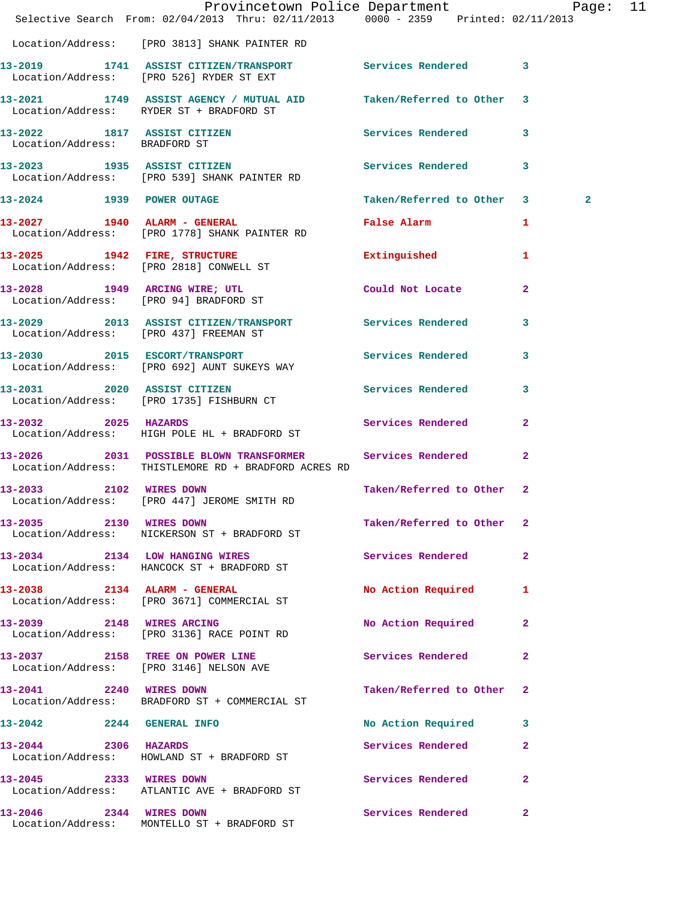Location/Address: [PRO 3813] SHANK PAINTER RD

13-2019 1741 ASSIST CITIZEN/TRANSPORT Services Rendered 3
Location/Address: [PRO 526] RYDER ST EXT

13-2021 1749 ASSIST AGENCY / MUTUAL AID Taken/Referred to Other 3
Location/Address: RYDER ST + BRADFORD ST

13-2022 1817 ASSIST CITIZEN Services Rendered 3
Location/Address: BRADFORD ST

13-2023 1935 ASSIST CITIZEN Services Rendered 3
Location/Address: [PRO 539] SHANK PAINTER RD

13-2024 1939 POWER OUTAGE Taken/Referred to Other 3 2

13-2027 1940 ALARM - GENERAL False Alarm 1
Location/Address: [PRO 1778] SHANK PAINTER RD

13-2025 1942 FIRE, STRUCTURE Extinguished 1
Location/Address: [PRO 2818] CONWELL ST

13-2028 1949 ARCING WIRE; UTL Could Not Locate 2
Location/Address: [PRO 94] BRADFORD ST

13-2029 2013 ASSIST CITIZEN/TRANSPORT Services Rendered 3
Location/Address: [PRO 437] FREEMAN ST

13-2030 2015 ESCORT/TRANSPORT Services Rendered 3
Location/Address: [PRO 692] AUNT SUKEYS WAY

13-2031 2020 ASSIST CITIZEN Services Rendered 3
Location/Address: [PRO 1735] FISHBURN CT

13-2032 2025 HAZARDS Services Rendered 2
Location/Address: HIGH POLE HL + BRADFORD ST

13-2026 2031 POSSIBLE BLOWN TRANSFORMER Services Rendered 2
Location/Address: THISTLEMORE RD + BRADFORD ACRES RD

13-2033 2102 WIRES DOWN Taken/Referred to Other 2
Location/Address: [PRO 447] JEROME SMITH RD

13-2035 2130 WIRES DOWN Taken/Referred to Other 2
Location/Address: NICKERSON ST + BRADFORD ST

13-2034 2134 LOW HANGING WIRES Services Rendered 2
Location/Address: HANCOCK ST + BRADFORD ST

13-2038 2134 ALARM - GENERAL No Action Required 1
Location/Address: [PRO 3671] COMMERCIAL ST

13-2039 2148 WIRES ARCING No Action Required 2
Location/Address: [PRO 3136] RACE POINT RD

13-2037 2158 TREE ON POWER LINE Services Rendered 2
Location/Address: [PRO 3146] NELSON AVE

13-2041 2240 WIRES DOWN Taken/Referred to Other 2
Location/Address: BRADFORD ST + COMMERCIAL ST

13-2042 2244 GENERAL INFO No Action Required 3

13-2044 2306 HAZARDS Services Rendered 2
Location/Address: HOWLAND ST + BRADFORD ST

13-2045 2333 WIRES DOWN Services Rendered 2
Location/Address: ATLANTIC AVE + BRADFORD ST

13-2046 2344 WIRES DOWN Services Rendered 2
Location/Address: MONTELLO ST + BRADFORD ST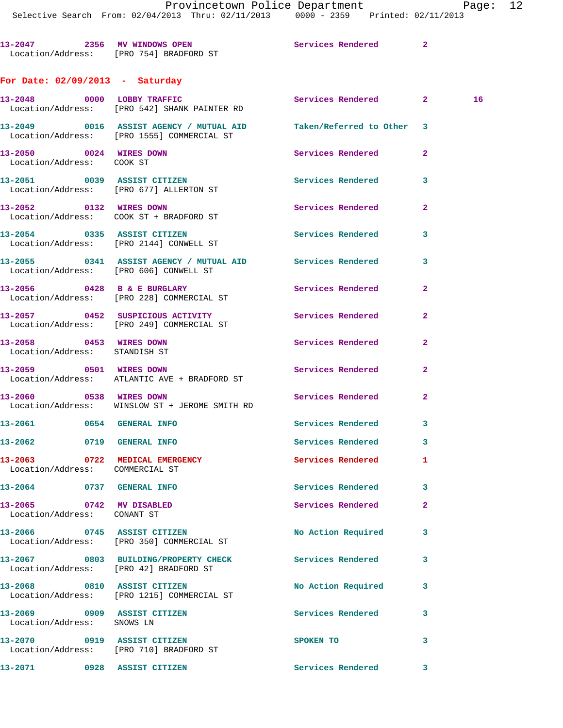13-2047 2356 MV WINDOWS OPEN Services Rendered 2
Location/Address: [PRO 754] BRADFORD ST

## For Date: 02/09/2013 - Saturday

13-2048 0000 LOBBY TRAFFIC Services Rendered 2 16
Location/Address: [PRO 542] SHANK PAINTER RD

13-2049 0016 ASSIST AGENCY / MUTUAL AID Taken/Referred to Other 3
Location/Address: [PRO 1555] COMMERCIAL ST

13-2050 0024 WIRES DOWN Services Rendered 2
Location/Address: COOK ST

13-2051 0039 ASSIST CITIZEN Services Rendered 3
Location/Address: [PRO 677] ALLERTON ST

13-2052 0132 WIRES DOWN Services Rendered 2
Location/Address: COOK ST + BRADFORD ST

13-2054 0335 ASSIST CITIZEN Services Rendered 3
Location/Address: [PRO 2144] CONWELL ST

13-2055 0341 ASSIST AGENCY / MUTUAL AID Services Rendered 3
Location/Address: [PRO 606] CONWELL ST

13-2056 0428 B & E BURGLARY Services Rendered 2
Location/Address: [PRO 228] COMMERCIAL ST

13-2057 0452 SUSPICIOUS ACTIVITY Services Rendered 2
Location/Address: [PRO 249] COMMERCIAL ST

13-2058 0453 WIRES DOWN Services Rendered 2
Location/Address: STANDISH ST

13-2059 0501 WIRES DOWN Services Rendered 2
Location/Address: ATLANTIC AVE + BRADFORD ST

13-2060 0538 WIRES DOWN Services Rendered 2
Location/Address: WINSLOW ST + JEROME SMITH RD

13-2061 0654 GENERAL INFO Services Rendered 3

13-2062 0719 GENERAL INFO Services Rendered 3

13-2063 0722 MEDICAL EMERGENCY Services Rendered 1
Location/Address: COMMERCIAL ST

13-2064 0737 GENERAL INFO Services Rendered 3

13-2065 0742 MV DISABLED Services Rendered 2
Location/Address: CONANT ST

13-2066 0745 ASSIST CITIZEN No Action Required 3
Location/Address: [PRO 350] COMMERCIAL ST

13-2067 0803 BUILDING/PROPERTY CHECK Services Rendered 3
Location/Address: [PRO 42] BRADFORD ST

13-2068 0810 ASSIST CITIZEN No Action Required 3
Location/Address: [PRO 1215] COMMERCIAL ST

13-2069 0909 ASSIST CITIZEN Services Rendered 3
Location/Address: SNOWS LN

13-2070 0919 ASSIST CITIZEN SPOKEN TO 3
Location/Address: [PRO 710] BRADFORD ST

13-2071 0928 ASSIST CITIZEN Services Rendered 3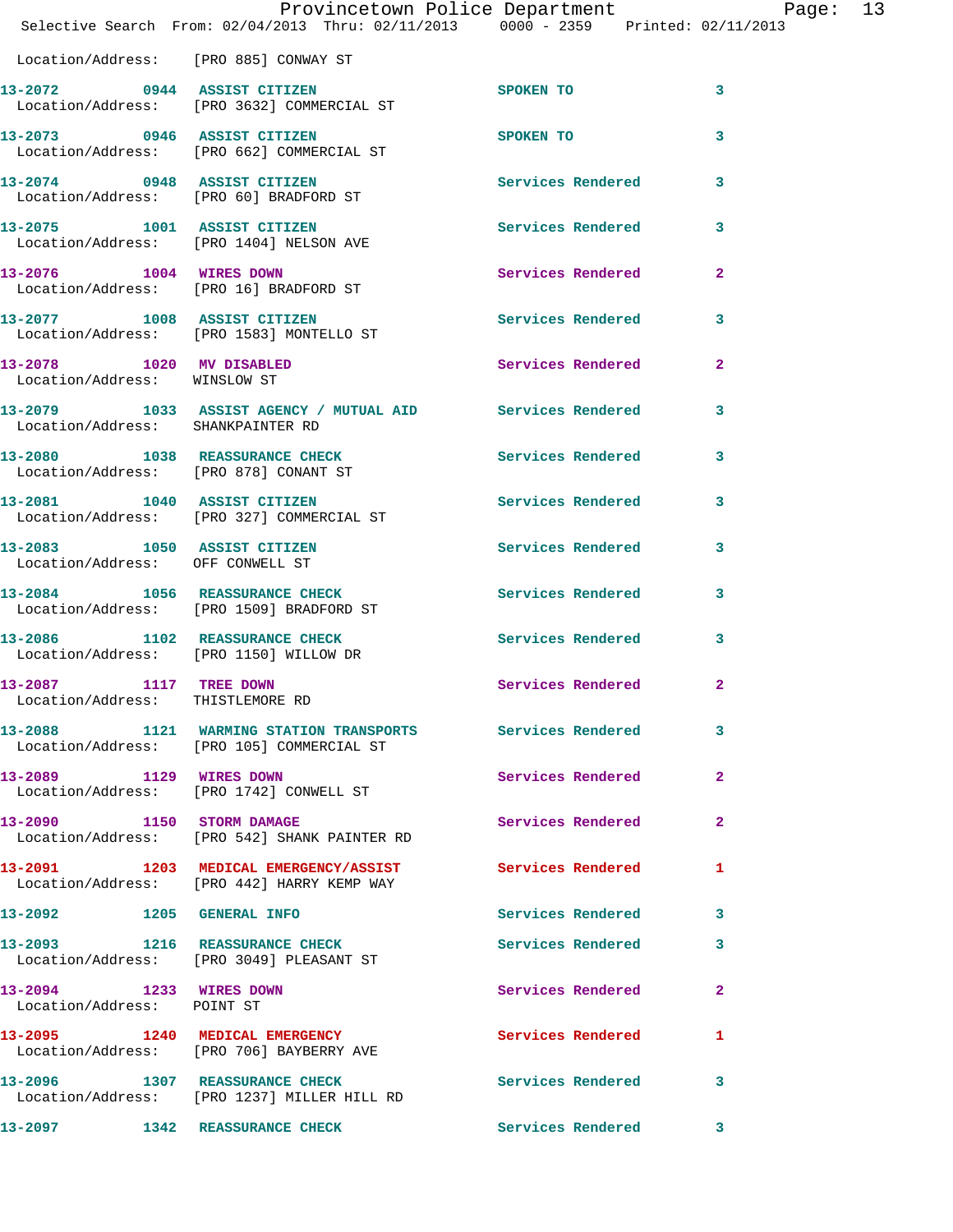Location/Address: [PRO 885] CONWAY ST

| Call # | Time | Call Reason | Action | Priority |
|---|---|---|---|---|
| 13-2072 | 0944 | ASSIST CITIZEN | SPOKEN TO | 3 |
| | | Location/Address: [PRO 3632] COMMERCIAL ST | | |
| 13-2073 | 0946 | ASSIST CITIZEN | SPOKEN TO | 3 |
| | | Location/Address: [PRO 662] COMMERCIAL ST | | |
| 13-2074 | 0948 | ASSIST CITIZEN | Services Rendered | 3 |
| | | Location/Address: [PRO 60] BRADFORD ST | | |
| 13-2075 | 1001 | ASSIST CITIZEN | Services Rendered | 3 |
| | | Location/Address: [PRO 1404] NELSON AVE | | |
| 13-2076 | 1004 | WIRES DOWN | Services Rendered | 2 |
| | | Location/Address: [PRO 16] BRADFORD ST | | |
| 13-2077 | 1008 | ASSIST CITIZEN | Services Rendered | 3 |
| | | Location/Address: [PRO 1583] MONTELLO ST | | |
| 13-2078 | 1020 | MV DISABLED | Services Rendered | 2 |
| | | Location/Address: WINSLOW ST | | |
| 13-2079 | 1033 | ASSIST AGENCY / MUTUAL AID | Services Rendered | 3 |
| | | Location/Address: SHANKPAINTER RD | | |
| 13-2080 | 1038 | REASSURANCE CHECK | Services Rendered | 3 |
| | | Location/Address: [PRO 878] CONANT ST | | |
| 13-2081 | 1040 | ASSIST CITIZEN | Services Rendered | 3 |
| | | Location/Address: [PRO 327] COMMERCIAL ST | | |
| 13-2083 | 1050 | ASSIST CITIZEN | Services Rendered | 3 |
| | | Location/Address: OFF CONWELL ST | | |
| 13-2084 | 1056 | REASSURANCE CHECK | Services Rendered | 3 |
| | | Location/Address: [PRO 1509] BRADFORD ST | | |
| 13-2086 | 1102 | REASSURANCE CHECK | Services Rendered | 3 |
| | | Location/Address: [PRO 1150] WILLOW DR | | |
| 13-2087 | 1117 | TREE DOWN | Services Rendered | 2 |
| | | Location/Address: THISTLEMORE RD | | |
| 13-2088 | 1121 | WARMING STATION TRANSPORTS | Services Rendered | 3 |
| | | Location/Address: [PRO 105] COMMERCIAL ST | | |
| 13-2089 | 1129 | WIRES DOWN | Services Rendered | 2 |
| | | Location/Address: [PRO 1742] CONWELL ST | | |
| 13-2090 | 1150 | STORM DAMAGE | Services Rendered | 2 |
| | | Location/Address: [PRO 542] SHANK PAINTER RD | | |
| 13-2091 | 1203 | MEDICAL EMERGENCY/ASSIST | Services Rendered | 1 |
| | | Location/Address: [PRO 442] HARRY KEMP WAY | | |
| 13-2092 | 1205 | GENERAL INFO | Services Rendered | 3 |
| 13-2093 | 1216 | REASSURANCE CHECK | Services Rendered | 3 |
| | | Location/Address: [PRO 3049] PLEASANT ST | | |
| 13-2094 | 1233 | WIRES DOWN | Services Rendered | 2 |
| | | Location/Address: POINT ST | | |
| 13-2095 | 1240 | MEDICAL EMERGENCY | Services Rendered | 1 |
| | | Location/Address: [PRO 706] BAYBERRY AVE | | |
| 13-2096 | 1307 | REASSURANCE CHECK | Services Rendered | 3 |
| | | Location/Address: [PRO 1237] MILLER HILL RD | | |
| 13-2097 | 1342 | REASSURANCE CHECK | Services Rendered | 3 |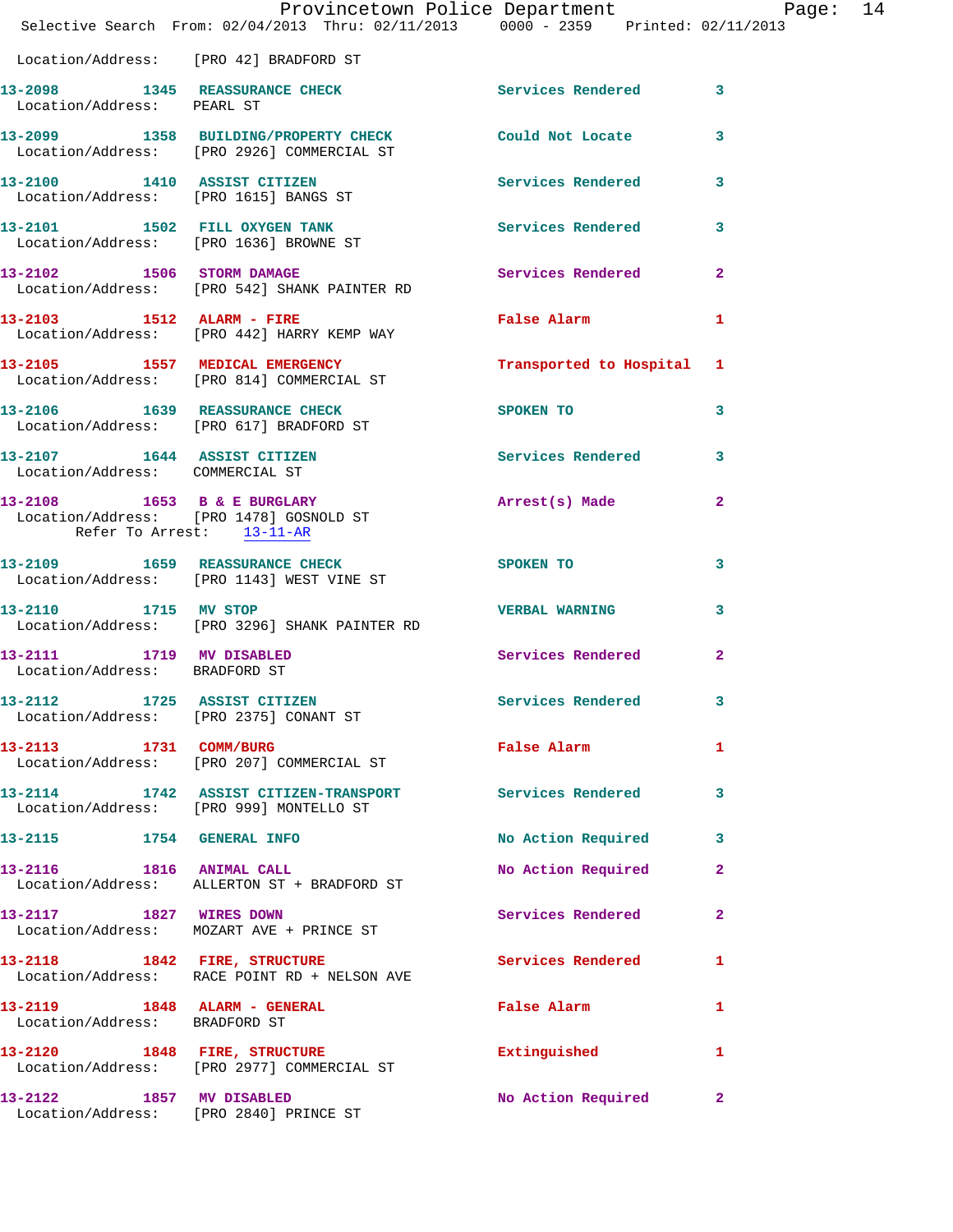Location/Address: [PRO 42] BRADFORD ST

**13-2098** 1345 REASSURANCE CHECK — Services Rendered — 3
Location/Address: PEARL ST

**13-2099** 1358 BUILDING/PROPERTY CHECK — Could Not Locate — 3
Location/Address: [PRO 2926] COMMERCIAL ST

**13-2100** 1410 ASSIST CITIZEN — Services Rendered — 3
Location/Address: [PRO 1615] BANGS ST

**13-2101** 1502 FILL OXYGEN TANK — Services Rendered — 3
Location/Address: [PRO 1636] BROWNE ST

**13-2102** 1506 STORM DAMAGE — Services Rendered — 2
Location/Address: [PRO 542] SHANK PAINTER RD

**13-2103** 1512 ALARM - FIRE — False Alarm — 1
Location/Address: [PRO 442] HARRY KEMP WAY

**13-2105** 1557 MEDICAL EMERGENCY — Transported to Hospital — 1
Location/Address: [PRO 814] COMMERCIAL ST

**13-2106** 1639 REASSURANCE CHECK — SPOKEN TO — 3
Location/Address: [PRO 617] BRADFORD ST

**13-2107** 1644 ASSIST CITIZEN — Services Rendered — 3
Location/Address: COMMERCIAL ST

**13-2108** 1653 B & E BURGLARY — Arrest(s) Made — 2
Location/Address: [PRO 1478] GOSNOLD ST
Refer To Arrest: 13-11-AR

**13-2109** 1659 REASSURANCE CHECK — SPOKEN TO — 3
Location/Address: [PRO 1143] WEST VINE ST

**13-2110** 1715 MV STOP — VERBAL WARNING — 3
Location/Address: [PRO 3296] SHANK PAINTER RD

**13-2111** 1719 MV DISABLED — Services Rendered — 2
Location/Address: BRADFORD ST

**13-2112** 1725 ASSIST CITIZEN — Services Rendered — 3
Location/Address: [PRO 2375] CONANT ST

**13-2113** 1731 COMM/BURG — False Alarm — 1
Location/Address: [PRO 207] COMMERCIAL ST

**13-2114** 1742 ASSIST CITIZEN-TRANSPORT — Services Rendered — 3
Location/Address: [PRO 999] MONTELLO ST

**13-2115** 1754 GENERAL INFO — No Action Required — 3

**13-2116** 1816 ANIMAL CALL — No Action Required — 2
Location/Address: ALLERTON ST + BRADFORD ST

**13-2117** 1827 WIRES DOWN — Services Rendered — 2
Location/Address: MOZART AVE + PRINCE ST

**13-2118** 1842 FIRE, STRUCTURE — Services Rendered — 1
Location/Address: RACE POINT RD + NELSON AVE

**13-2119** 1848 ALARM - GENERAL — False Alarm — 1
Location/Address: BRADFORD ST

**13-2120** 1848 FIRE, STRUCTURE — Extinguished — 1
Location/Address: [PRO 2977] COMMERCIAL ST

**13-2122** 1857 MV DISABLED — No Action Required — 2
Location/Address: [PRO 2840] PRINCE ST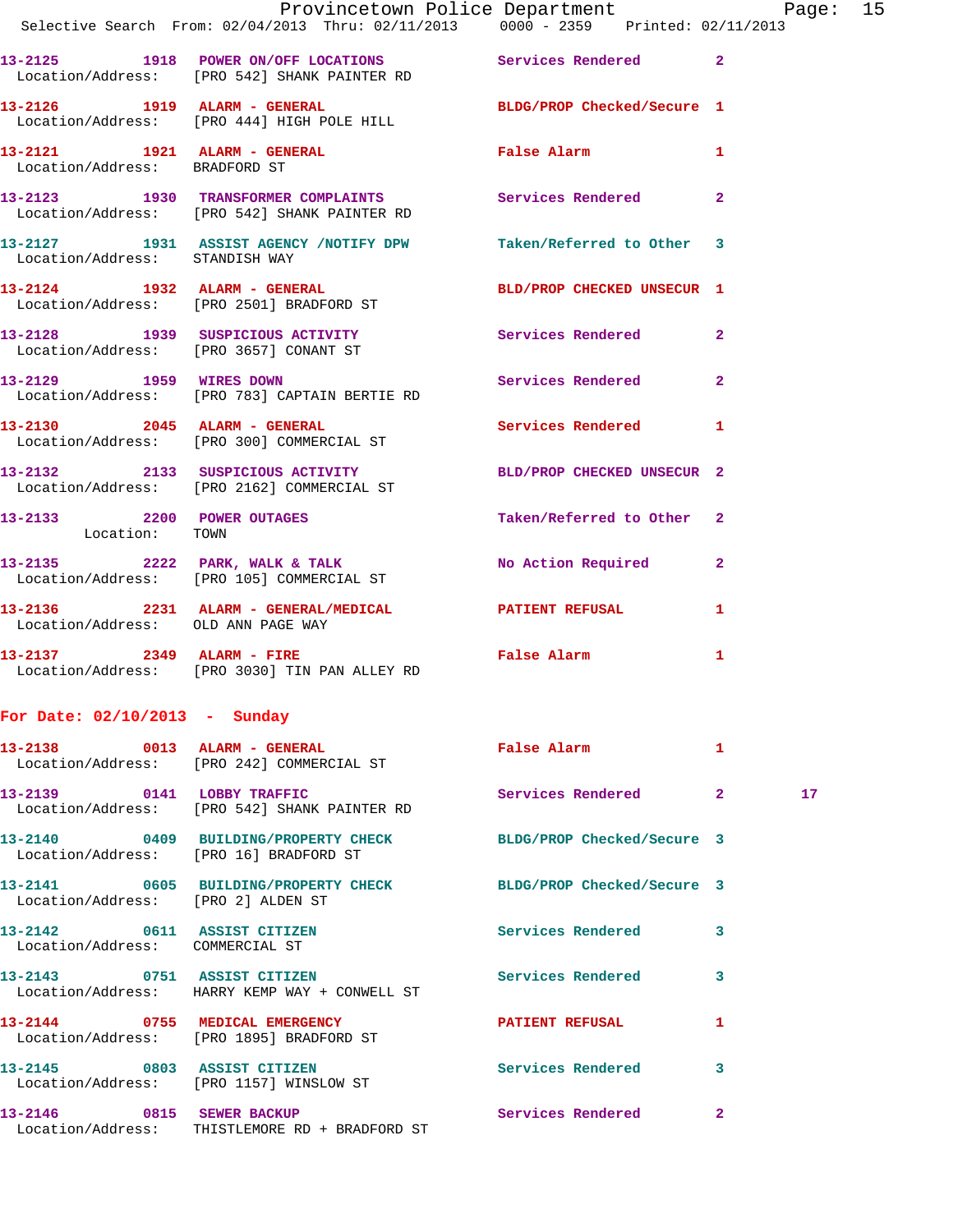13-2125 1918 POWER ON/OFF LOCATIONS Services Rendered 2
Location/Address: [PRO 542] SHANK PAINTER RD

13-2126 1919 ALARM - GENERAL BLDG/PROP Checked/Secure 1
Location/Address: [PRO 444] HIGH POLE HILL

13-2121 1921 ALARM - GENERAL False Alarm 1
Location/Address: BRADFORD ST

13-2123 1930 TRANSFORMER COMPLAINTS Services Rendered 2
Location/Address: [PRO 542] SHANK PAINTER RD

13-2127 1931 ASSIST AGENCY /NOTIFY DPW Taken/Referred to Other 3
Location/Address: STANDISH WAY

13-2124 1932 ALARM - GENERAL BLD/PROP CHECKED UNSECUR 1
Location/Address: [PRO 2501] BRADFORD ST

13-2128 1939 SUSPICIOUS ACTIVITY Services Rendered 2
Location/Address: [PRO 3657] CONANT ST

13-2129 1959 WIRES DOWN Services Rendered 2
Location/Address: [PRO 783] CAPTAIN BERTIE RD

13-2130 2045 ALARM - GENERAL Services Rendered 1
Location/Address: [PRO 300] COMMERCIAL ST

13-2132 2133 SUSPICIOUS ACTIVITY BLD/PROP CHECKED UNSECUR 2
Location/Address: [PRO 2162] COMMERCIAL ST

13-2133 2200 POWER OUTAGES Taken/Referred to Other 2
Location: TOWN

13-2135 2222 PARK, WALK & TALK No Action Required 2
Location/Address: [PRO 105] COMMERCIAL ST

13-2136 2231 ALARM - GENERAL/MEDICAL PATIENT REFUSAL 1
Location/Address: OLD ANN PAGE WAY

13-2137 2349 ALARM - FIRE False Alarm 1
Location/Address: [PRO 3030] TIN PAN ALLEY RD

**For Date: 02/10/2013 - Sunday**

13-2138 0013 ALARM - GENERAL False Alarm 1
Location/Address: [PRO 242] COMMERCIAL ST

13-2139 0141 LOBBY TRAFFIC Services Rendered 2 17
Location/Address: [PRO 542] SHANK PAINTER RD

13-2140 0409 BUILDING/PROPERTY CHECK BLDG/PROP Checked/Secure 3
Location/Address: [PRO 16] BRADFORD ST

13-2141 0605 BUILDING/PROPERTY CHECK BLDG/PROP Checked/Secure 3
Location/Address: [PRO 2] ALDEN ST

13-2142 0611 ASSIST CITIZEN Services Rendered 3
Location/Address: COMMERCIAL ST

13-2143 0751 ASSIST CITIZEN Services Rendered 3
Location/Address: HARRY KEMP WAY + CONWELL ST

13-2144 0755 MEDICAL EMERGENCY PATIENT REFUSAL 1
Location/Address: [PRO 1895] BRADFORD ST

13-2145 0803 ASSIST CITIZEN Services Rendered 3
Location/Address: [PRO 1157] WINSLOW ST

13-2146 0815 SEWER BACKUP Services Rendered 2
Location/Address: THISTLEMORE RD + BRADFORD ST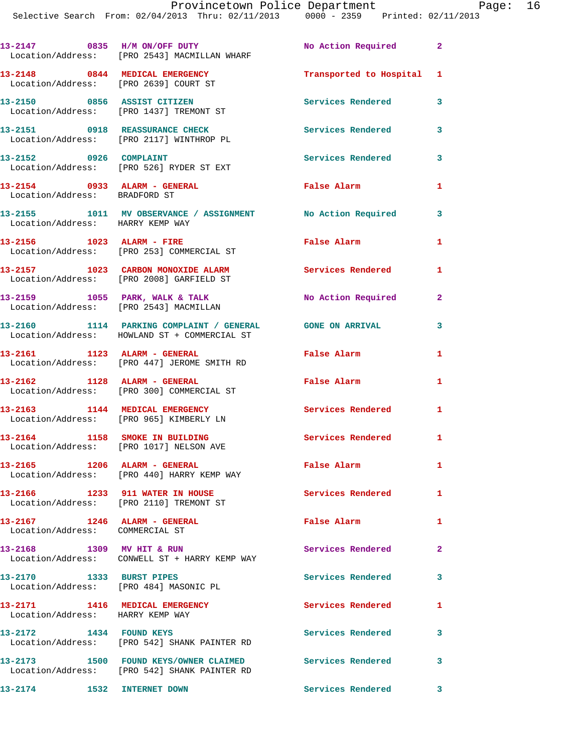13-2147 0835 H/M ON/OFF DUTY No Action Required 2
Location/Address: [PRO 2543] MACMILLAN WHARF

13-2148 0844 MEDICAL EMERGENCY Transported to Hospital 1
Location/Address: [PRO 2639] COURT ST

13-2150 0856 ASSIST CITIZEN Services Rendered 3
Location/Address: [PRO 1437] TREMONT ST

13-2151 0918 REASSURANCE CHECK Services Rendered 3
Location/Address: [PRO 2117] WINTHROP PL

13-2152 0926 COMPLAINT Services Rendered 3
Location/Address: [PRO 526] RYDER ST EXT

13-2154 0933 ALARM - GENERAL False Alarm 1
Location/Address: BRADFORD ST

13-2155 1011 MV OBSERVANCE / ASSIGNMENT No Action Required 3
Location/Address: HARRY KEMP WAY

13-2156 1023 ALARM - FIRE False Alarm 1
Location/Address: [PRO 253] COMMERCIAL ST

13-2157 1023 CARBON MONOXIDE ALARM Services Rendered 1
Location/Address: [PRO 2008] GARFIELD ST

13-2159 1055 PARK, WALK & TALK No Action Required 2
Location/Address: [PRO 2543] MACMILLAN

13-2160 1114 PARKING COMPLAINT / GENERAL GONE ON ARRIVAL 3
Location/Address: HOWLAND ST + COMMERCIAL ST

13-2161 1123 ALARM - GENERAL False Alarm 1
Location/Address: [PRO 447] JEROME SMITH RD

13-2162 1128 ALARM - GENERAL False Alarm 1
Location/Address: [PRO 300] COMMERCIAL ST

13-2163 1144 MEDICAL EMERGENCY Services Rendered 1
Location/Address: [PRO 965] KIMBERLY LN

13-2164 1158 SMOKE IN BUILDING Services Rendered 1
Location/Address: [PRO 1017] NELSON AVE

13-2165 1206 ALARM - GENERAL False Alarm 1
Location/Address: [PRO 440] HARRY KEMP WAY

13-2166 1233 911 WATER IN HOUSE Services Rendered 1
Location/Address: [PRO 2110] TREMONT ST

13-2167 1246 ALARM - GENERAL False Alarm 1
Location/Address: COMMERCIAL ST

13-2168 1309 MV HIT & RUN Services Rendered 2
Location/Address: CONWELL ST + HARRY KEMP WAY

13-2170 1333 BURST PIPES Services Rendered 3
Location/Address: [PRO 484] MASONIC PL

13-2171 1416 MEDICAL EMERGENCY Services Rendered 1
Location/Address: HARRY KEMP WAY

13-2172 1434 FOUND KEYS Services Rendered 3
Location/Address: [PRO 542] SHANK PAINTER RD

13-2173 1500 FOUND KEYS/OWNER CLAIMED Services Rendered 3
Location/Address: [PRO 542] SHANK PAINTER RD

13-2174 1532 INTERNET DOWN Services Rendered 3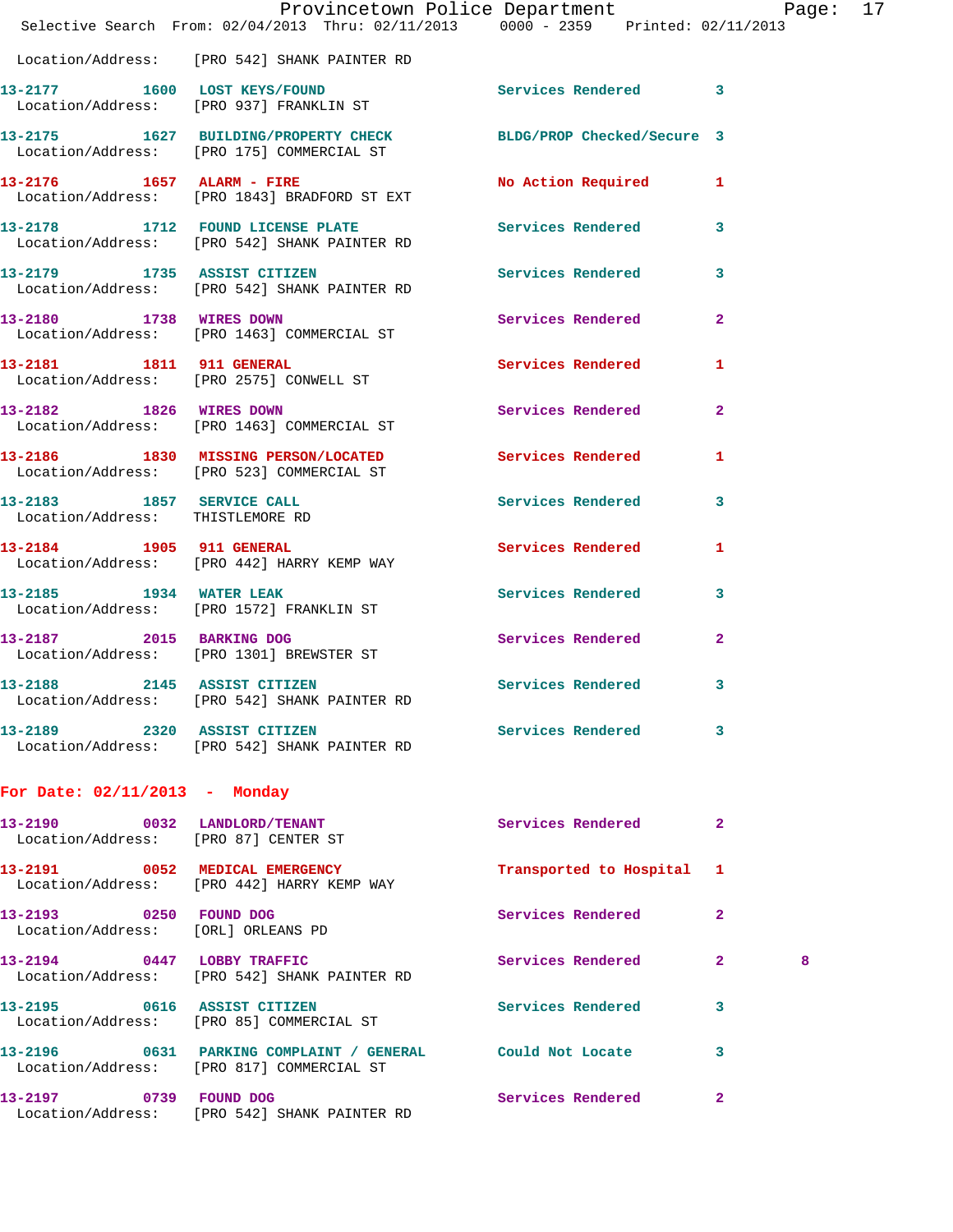Location/Address: [PRO 542] SHANK PAINTER RD

13-2177 1600 LOST KEYS/FOUND Services Rendered 3
Location/Address: [PRO 937] FRANKLIN ST

13-2175 1627 BUILDING/PROPERTY CHECK BLDG/PROP Checked/Secure 3
Location/Address: [PRO 175] COMMERCIAL ST

13-2176 1657 ALARM - FIRE No Action Required 1
Location/Address: [PRO 1843] BRADFORD ST EXT

13-2178 1712 FOUND LICENSE PLATE Services Rendered 3
Location/Address: [PRO 542] SHANK PAINTER RD

13-2179 1735 ASSIST CITIZEN Services Rendered 3
Location/Address: [PRO 542] SHANK PAINTER RD

13-2180 1738 WIRES DOWN Services Rendered 2
Location/Address: [PRO 1463] COMMERCIAL ST

13-2181 1811 911 GENERAL Services Rendered 1
Location/Address: [PRO 2575] CONWELL ST

13-2182 1826 WIRES DOWN Services Rendered 2
Location/Address: [PRO 1463] COMMERCIAL ST

13-2186 1830 MISSING PERSON/LOCATED Services Rendered 1
Location/Address: [PRO 523] COMMERCIAL ST

13-2183 1857 SERVICE CALL Services Rendered 3
Location/Address: THISTLEMORE RD

13-2184 1905 911 GENERAL Services Rendered 1
Location/Address: [PRO 442] HARRY KEMP WAY

13-2185 1934 WATER LEAK Services Rendered 3
Location/Address: [PRO 1572] FRANKLIN ST

13-2187 2015 BARKING DOG Services Rendered 2
Location/Address: [PRO 1301] BREWSTER ST

13-2188 2145 ASSIST CITIZEN Services Rendered 3
Location/Address: [PRO 542] SHANK PAINTER RD

13-2189 2320 ASSIST CITIZEN Services Rendered 3
Location/Address: [PRO 542] SHANK PAINTER RD

## For Date: 02/11/2013 - Monday

13-2190 0032 LANDLORD/TENANT Services Rendered 2
Location/Address: [PRO 87] CENTER ST

13-2191 0052 MEDICAL EMERGENCY Transported to Hospital 1
Location/Address: [PRO 442] HARRY KEMP WAY

13-2193 0250 FOUND DOG Services Rendered 2
Location/Address: [ORL] ORLEANS PD

13-2194 0447 LOBBY TRAFFIC Services Rendered 2 8
Location/Address: [PRO 542] SHANK PAINTER RD

13-2195 0616 ASSIST CITIZEN Services Rendered 3
Location/Address: [PRO 85] COMMERCIAL ST

13-2196 0631 PARKING COMPLAINT / GENERAL Could Not Locate 3
Location/Address: [PRO 817] COMMERCIAL ST

13-2197 0739 FOUND DOG Services Rendered 2
Location/Address: [PRO 542] SHANK PAINTER RD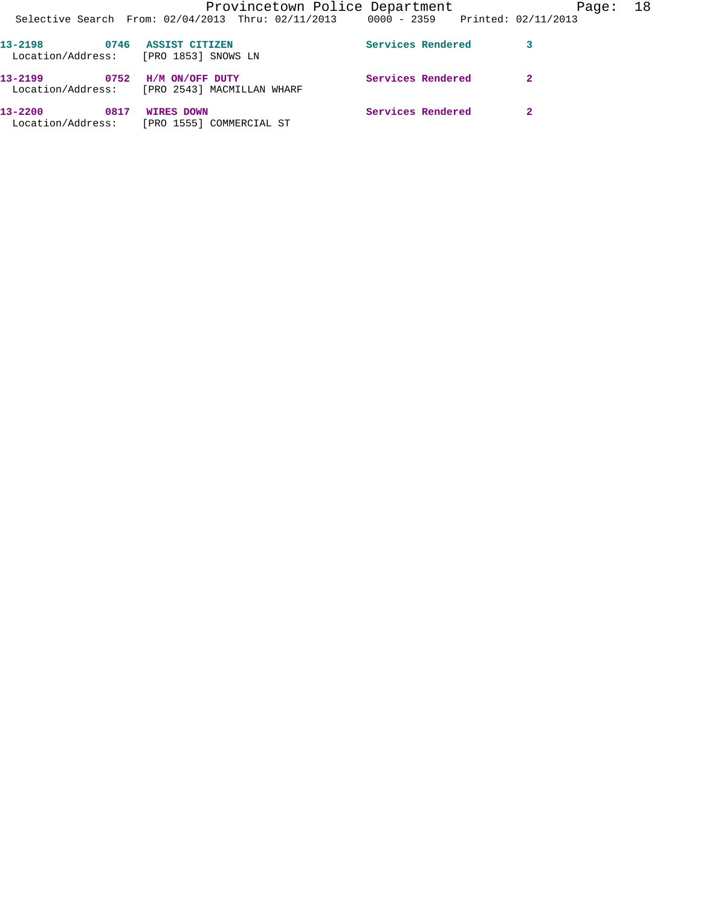13-2198 0746 **ASSIST CITIZEN** Services Rendered 3
Location/Address: [PRO 1853] SNOWS LN

13-2199 0752 **H/M ON/OFF DUTY** Services Rendered 2
Location/Address: [PRO 2543] MACMILLAN WHARF

13-2200 0817 **WIRES DOWN** Services Rendered 2
Location/Address: [PRO 1555] COMMERCIAL ST